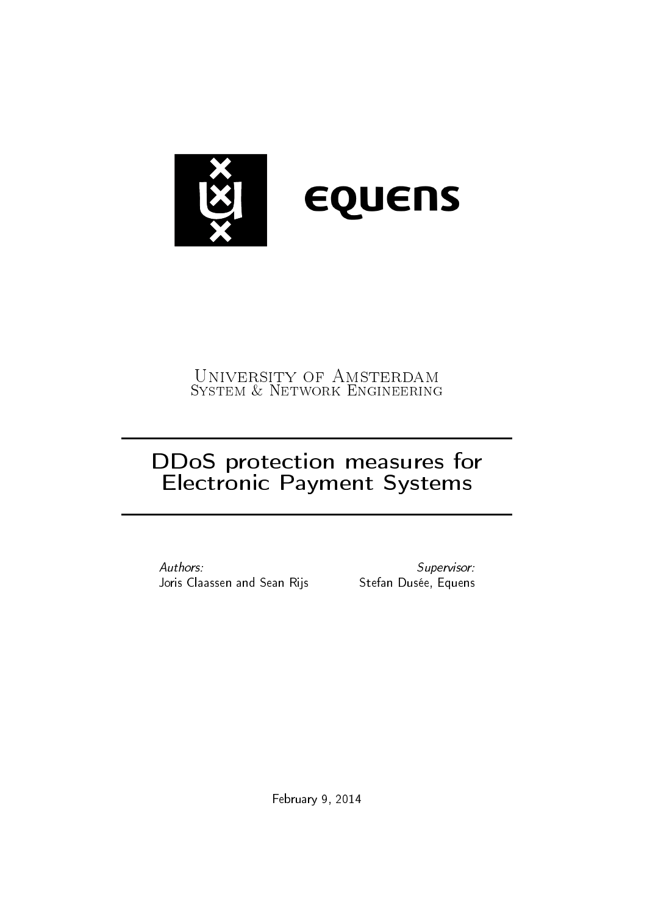University of Amsterdam
System & Network Engineering

# DDoS protection measures for Electronic Payment Systems

*Authors:*
Joris Claassen and Sean Rijs

*Supervisor:*
Stefan Dusée, Equens

February 9, 2014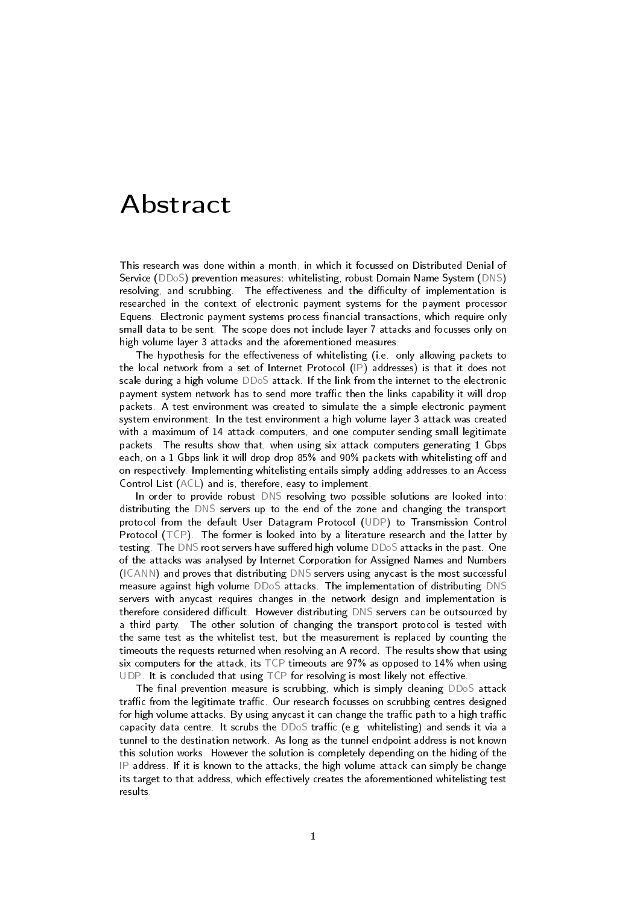# Abstract

This research was done within a month, in which it focussed on Distributed Denial of Service (DDoS) prevention measures: whitelisting, robust Domain Name System (DNS) resolving, and scrubbing. The effectiveness and the difficulty of implementation is researched in the context of electronic payment systems for the payment processor Equens. Electronic payment systems process financial transactions, which require only small data to be sent. The scope does not include layer 7 attacks and focusses only on high volume layer 3 attacks and the aforementioned measures.

The hypothesis for the effectiveness of whitelisting (i.e. only allowing packets to the local network from a set of Internet Protocol (IP) addresses) is that it does not scale during a high volume DDoS attack. If the link from the internet to the electronic payment system network has to send more traffic then the links capability it will drop packets. A test environment was created to simulate the a simple electronic payment system environment. In the test environment a high volume layer 3 attack was created with a maximum of 14 attack computers, and one computer sending small legitimate packets. The results show that, when using six attack computers generating 1 Gbps each, on a 1 Gbps link it will drop drop 85% and 90% packets with whitelisting off and on respectively. Implementing whitelisting entails simply adding addresses to an Access Control List (ACL) and is, therefore, easy to implement.

In order to provide robust DNS resolving two possible solutions are looked into: distributing the DNS servers up to the end of the zone and changing the transport protocol from the default User Datagram Protocol (UDP) to Transmission Control Protocol (TCP). The former is looked into by a literature research and the latter by testing. The DNS root servers have suffered high volume DDoS attacks in the past. One of the attacks was analysed by Internet Corporation for Assigned Names and Numbers (ICANN) and proves that distributing DNS servers using anycast is the most successful measure against high volume DDoS attacks. The implementation of distributing DNS servers with anycast requires changes in the network design and implementation is therefore considered difficult. However distributing DNS servers can be outsourced by a third party. The other solution of changing the transport protocol is tested with the same test as the whitelist test, but the measurement is replaced by counting the timeouts the requests returned when resolving an A record. The results show that using six computers for the attack, its TCP timeouts are 97% as opposed to 14% when using UDP. It is concluded that using TCP for resolving is most likely not effective.

The final prevention measure is scrubbing, which is simply cleaning DDoS attack traffic from the legitimate traffic. Our research focusses on scrubbing centres designed for high volume attacks. By using anycast it can change the traffic path to a high traffic capacity data centre. It scrubs the DDoS traffic (e.g. whitelisting) and sends it via a tunnel to the destination network. As long as the tunnel endpoint address is not known this solution works. However the solution is completely depending on the hiding of the IP address. If it is known to the attacks, the high volume attack can simply be change its target to that address, which effectively creates the aforementioned whitelisting test results.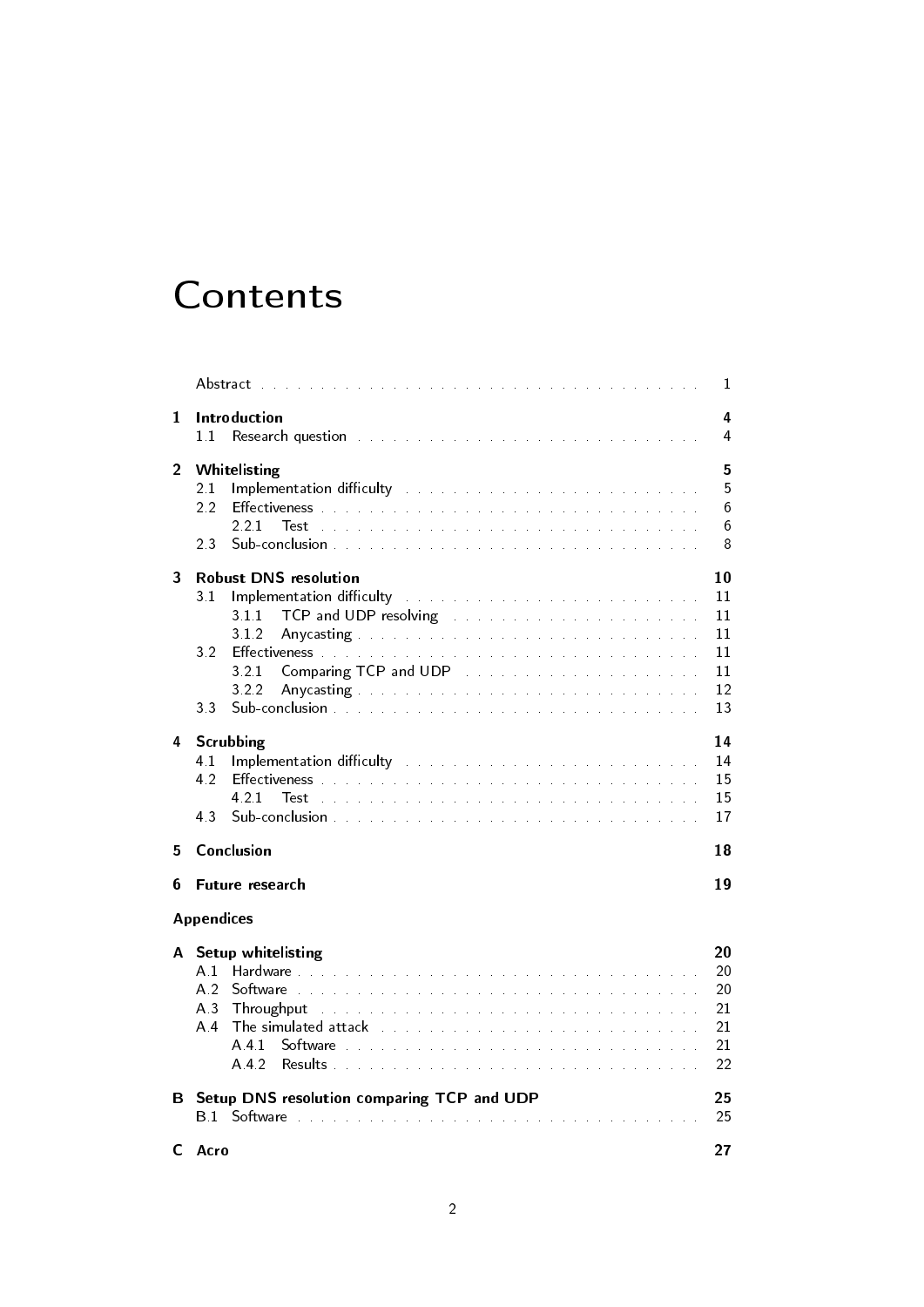# Contents

Abstract . . . . . . . . . . 1

**1 Introduction** **4**
- 1.1 Research question . . . . . . . . . . 4

**2 Whitelisting** **5**
- 2.1 Implementation difficulty . . . . . . . . . . 5
- 2.2 Effectiveness . . . . . . . . . . 6
  - 2.2.1 Test . . . . . . . . . . 6
- 2.3 Sub-conclusion . . . . . . . . . . 8

**3 Robust DNS resolution** **10**
- 3.1 Implementation difficulty . . . . . . . . . . 11
  - 3.1.1 TCP and UDP resolving . . . . . . . . . . 11
  - 3.1.2 Anycasting . . . . . . . . . . 11
- 3.2 Effectiveness . . . . . . . . . . 11
  - 3.2.1 Comparing TCP and UDP . . . . . . . . . . 11
  - 3.2.2 Anycasting . . . . . . . . . . 12
- 3.3 Sub-conclusion . . . . . . . . . . 13

**4 Scrubbing** **14**
- 4.1 Implementation difficulty . . . . . . . . . . 14
- 4.2 Effectiveness . . . . . . . . . . 15
  - 4.2.1 Test . . . . . . . . . . 15
- 4.3 Sub-conclusion . . . . . . . . . . 17

**5 Conclusion** **18**

**6 Future research** **19**

**Appendices**

**A Setup whitelisting** **20**
- A.1 Hardware . . . . . . . . . . 20
- A.2 Software . . . . . . . . . . 20
- A.3 Throughput . . . . . . . . . . 21
- A.4 The simulated attack . . . . . . . . . . 21
  - A.4.1 Software . . . . . . . . . . 21
  - A.4.2 Results . . . . . . . . . . 22

**B Setup DNS resolution comparing TCP and UDP** **25**
- B.1 Software . . . . . . . . . . 25

**C Acro** **27**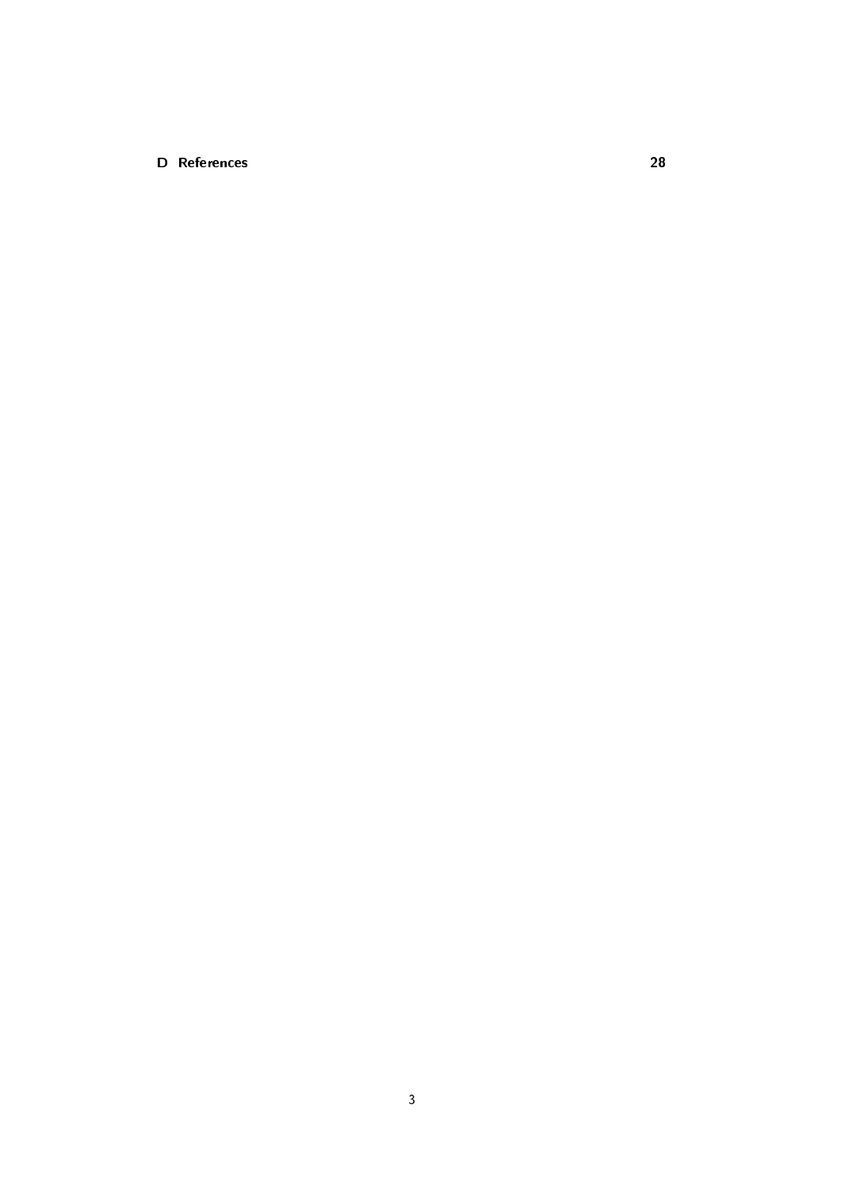**D References 28**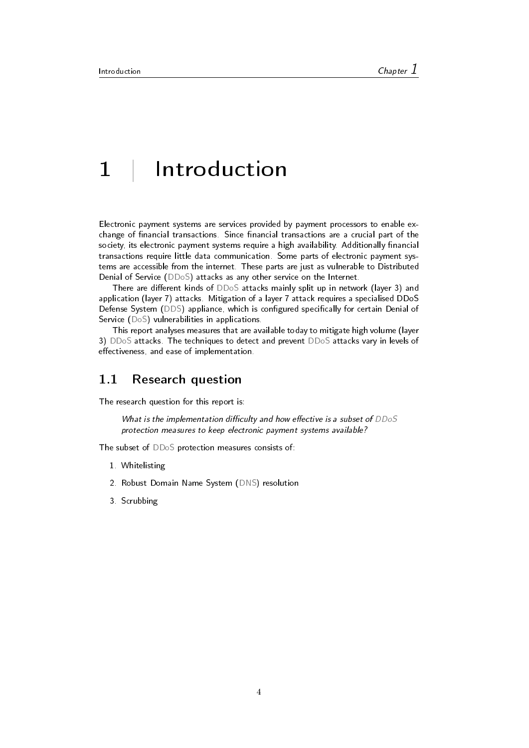# 1 Introduction

Electronic payment systems are services provided by payment processors to enable exchange of financial transactions. Since financial transactions are a crucial part of the society, its electronic payment systems require a high availability. Additionally financial transactions require little data communication. Some parts of electronic payment systems are accessible from the internet. These parts are just as vulnerable to Distributed Denial of Service (DDoS) attacks as any other service on the Internet.

There are different kinds of DDoS attacks mainly split up in network (layer 3) and application (layer 7) attacks. Mitigation of a layer 7 attack requires a specialised DDoS Defense System (DDS) appliance, which is configured specifically for certain Denial of Service (DoS) vulnerabilities in applications.

This report analyses measures that are available today to mitigate high volume (layer 3) DDoS attacks. The techniques to detect and prevent DDoS attacks vary in levels of effectiveness, and ease of implementation.

## 1.1 Research question

The research question for this report is:

> *What is the implementation difficulty and how effective is a subset of DDoS protection measures to keep electronic payment systems available?*

The subset of DDoS protection measures consists of:

1. Whitelisting
2. Robust Domain Name System (DNS) resolution
3. Scrubbing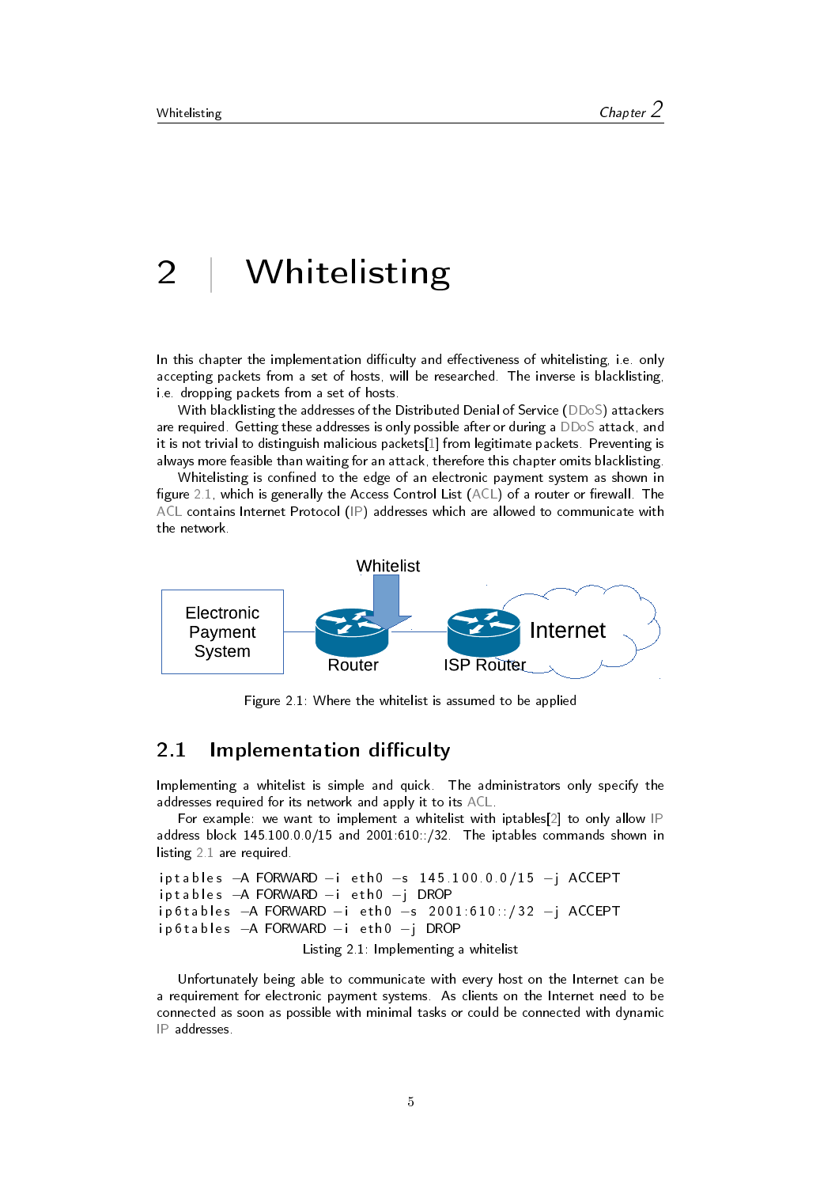# 2 Whitelisting

In this chapter the implementation difficulty and effectiveness of whitelisting, i.e. only accepting packets from a set of hosts, will be researched. The inverse is blacklisting, i.e. dropping packets from a set of hosts.

With blacklisting the addresses of the Distributed Denial of Service (DDoS) attackers are required. Getting these addresses is only possible after or during a DDoS attack, and it is not trivial to distinguish malicious packets[1] from legitimate packets. Preventing is always more feasible than waiting for an attack, therefore this chapter omits blacklisting.

Whitelisting is confined to the edge of an electronic payment system as shown in figure 2.1, which is generally the Access Control List (ACL) of a router or firewall. The ACL contains Internet Protocol (IP) addresses which are allowed to communicate with the network.

Whitelist

Electronic Payment System

Router

ISP Router

Internet

Figure 2.1: Where the whitelist is assumed to be applied

## 2.1 Implementation difficulty

Implementing a whitelist is simple and quick. The administrators only specify the addresses required for its network and apply it to its ACL.

For example: we want to implement a whitelist with iptables[2] to only allow IP address block 145.100.0.0/15 and 2001:610::/32. The iptables commands shown in listing 2.1 are required.

```
iptables -A FORWARD -i eth0 -s 145.100.0.0/15 -j ACCEPT
iptables -A FORWARD -i eth0 -j DROP
ip6tables -A FORWARD -i eth0 -s 2001:610::/32 -j ACCEPT
ip6tables -A FORWARD -i eth0 -j DROP
```

Listing 2.1: Implementing a whitelist

Unfortunately being able to communicate with every host on the Internet can be a requirement for electronic payment systems. As clients on the Internet need to be connected as soon as possible with minimal tasks or could be connected with dynamic IP addresses.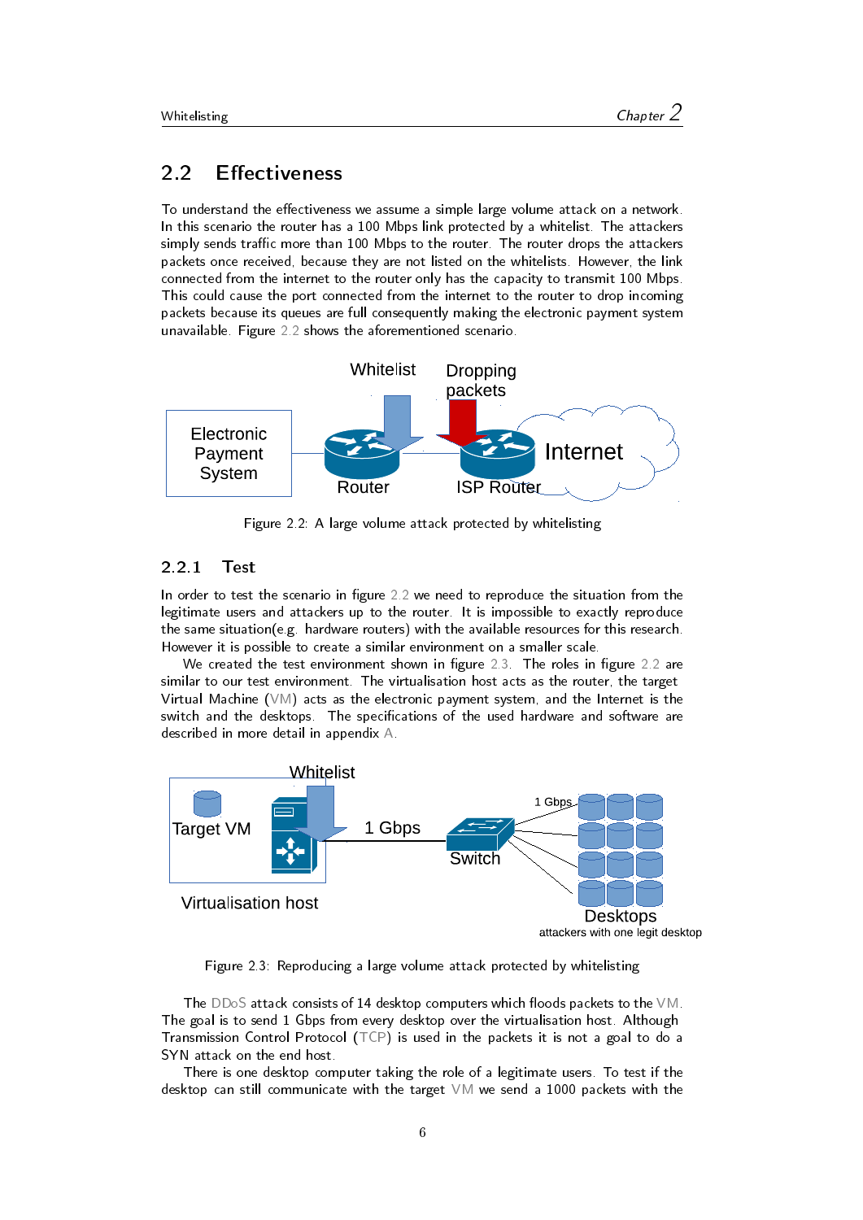## 2.2 Effectiveness

To understand the effectiveness we assume a simple large volume attack on a network. In this scenario the router has a 100 Mbps link protected by a whitelist. The attackers simply sends traffic more than 100 Mbps to the router. The router drops the attackers packets once received, because they are not listed on the whitelists. However, the link connected from the internet to the router only has the capacity to transmit 100 Mbps. This could cause the port connected from the internet to the router to drop incoming packets because its queues are full consequently making the electronic payment system unavailable. Figure 2.2 shows the aforementioned scenario.

Figure 2.2: A large volume attack protected by whitelisting

### 2.2.1 Test

In order to test the scenario in figure 2.2 we need to reproduce the situation from the legitimate users and attackers up to the router. It is impossible to exactly reproduce the same situation(e.g. hardware routers) with the available resources for this research. However it is possible to create a similar environment on a smaller scale.

We created the test environment shown in figure 2.3. The roles in figure 2.2 are similar to our test environment. The virtualisation host acts as the router, the target Virtual Machine (VM) acts as the electronic payment system, and the Internet is the switch and the desktops. The specifications of the used hardware and software are described in more detail in appendix A.

Figure 2.3: Reproducing a large volume attack protected by whitelisting

The DDoS attack consists of 14 desktop computers which floods packets to the VM. The goal is to send 1 Gbps from every desktop over the virtualisation host. Although Transmission Control Protocol (TCP) is used in the packets it is not a goal to do a SYN attack on the end host.

There is one desktop computer taking the role of a legitimate users. To test if the desktop can still communicate with the target VM we send a 1000 packets with the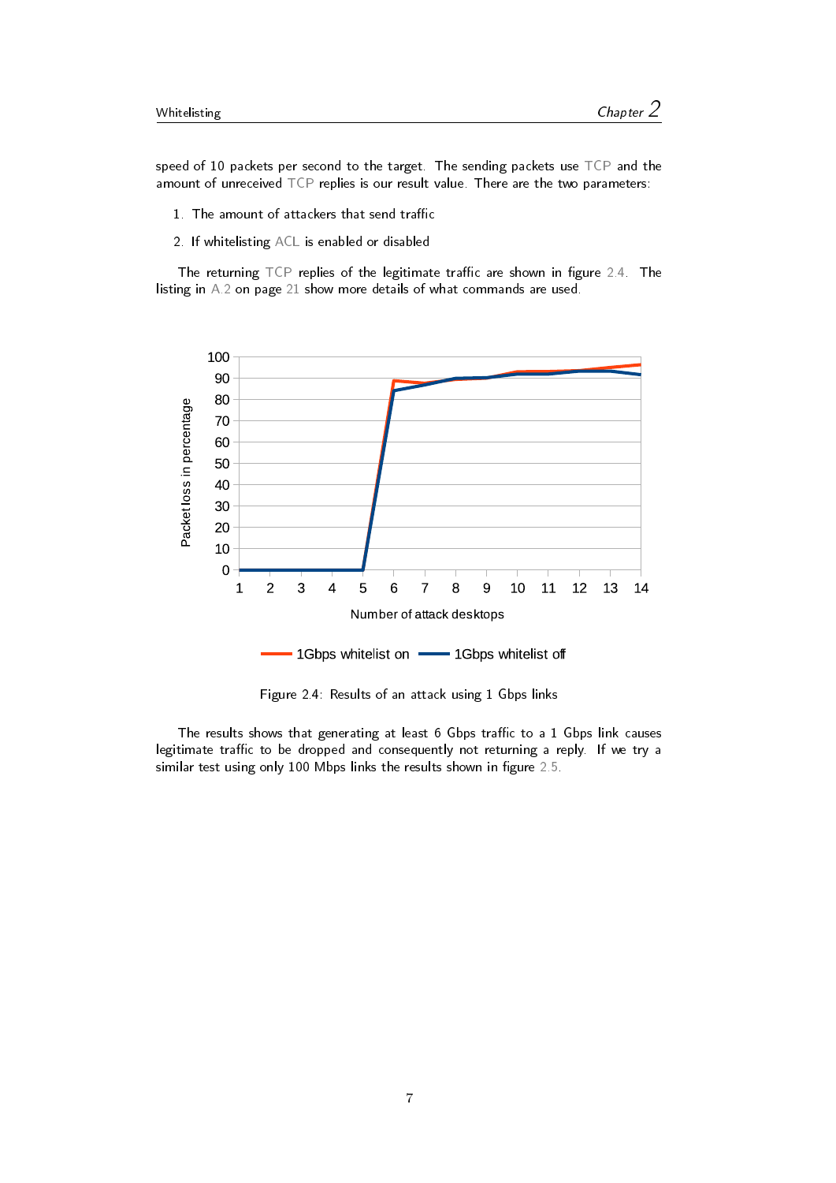speed of 10 packets per second to the target. The sending packets use TCP and the amount of unreceived TCP replies is our result value. There are the two parameters:

1. The amount of attackers that send traffic
2. If whitelisting ACL is enabled or disabled

The returning TCP replies of the legitimate traffic are shown in figure 2.4. The listing in A.2 on page 21 show more details of what commands are used.

Figure 2.4: Results of an attack using 1 Gbps links

The results shows that generating at least 6 Gbps traffic to a 1 Gbps link causes legitimate traffic to be dropped and consequently not returning a reply. If we try a similar test using only 100 Mbps links the results shown in figure 2.5.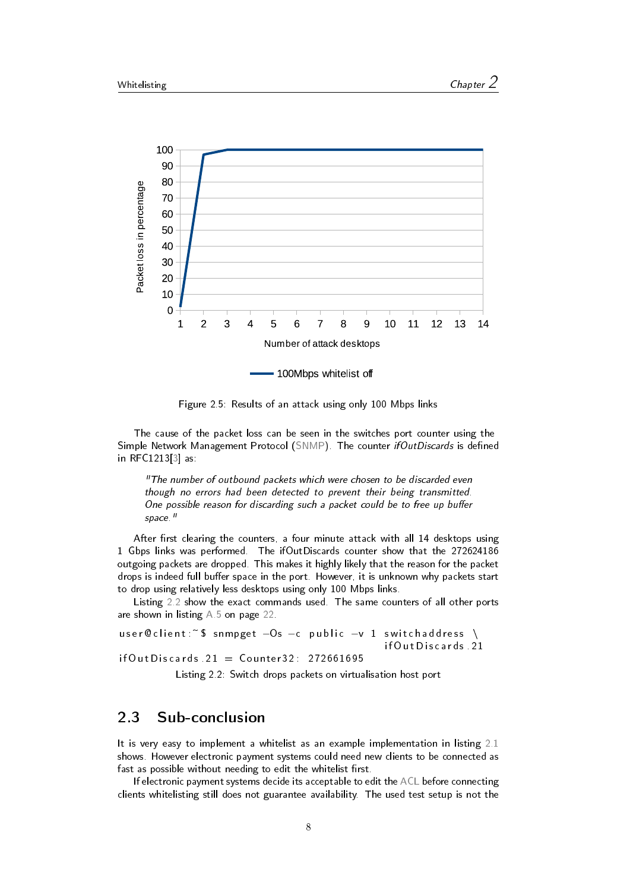Figure 2.5: Results of an attack using only 100 Mbps links

The cause of the packet loss can be seen in the switches port counter using the Simple Network Management Protocol (SNMP). The counter *ifOutDiscards* is defined in RFC1213[3] as:

> *"The number of outbound packets which were chosen to be discarded even though no errors had been detected to prevent their being transmitted. One possible reason for discarding such a packet could be to free up buffer space."*

After first clearing the counters, a four minute attack with all 14 desktops using 1 Gbps links was performed. The ifOutDiscards counter show that the 272624186 outgoing packets are dropped. This makes it highly likely that the reason for the packet drops is indeed full buffer space in the port. However, it is unknown why packets start to drop using relatively less desktops using only 100 Mbps links.

Listing 2.2 show the exact commands used. The same counters of all other ports are shown in listing A.5 on page 22.

```
user@client:~$ snmpget -Os -c public -v 1 switchaddress \
                                          ifOutDiscards.21
ifOutDiscards.21 = Counter32: 272661695
```

Listing 2.2: Switch drops packets on virtualisation host port

## 2.3 Sub-conclusion

It is very easy to implement a whitelist as an example implementation in listing 2.1 shows. However electronic payment systems could need new clients to be connected as fast as possible without needing to edit the whitelist first.

If electronic payment systems decide its acceptable to edit the ACL before connecting clients whitelisting still does not guarantee availability. The used test setup is not the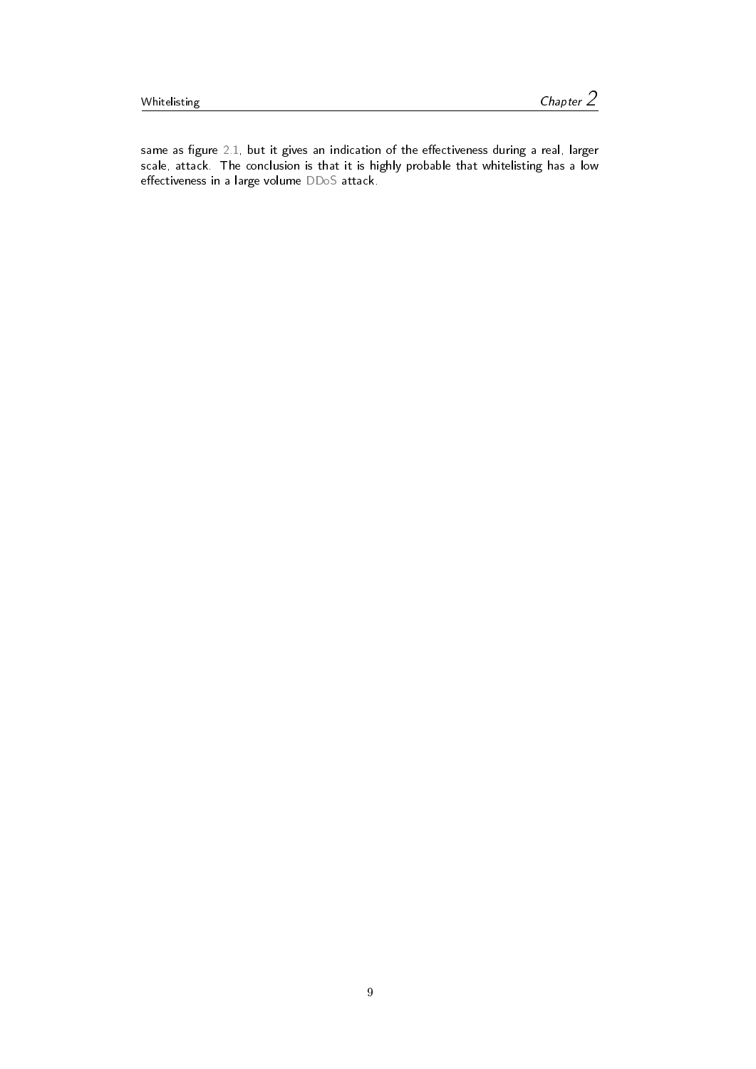same as figure 2.1, but it gives an indication of the effectiveness during a real, larger scale, attack. The conclusion is that it is highly probable that whitelisting has a low effectiveness in a large volume DDoS attack.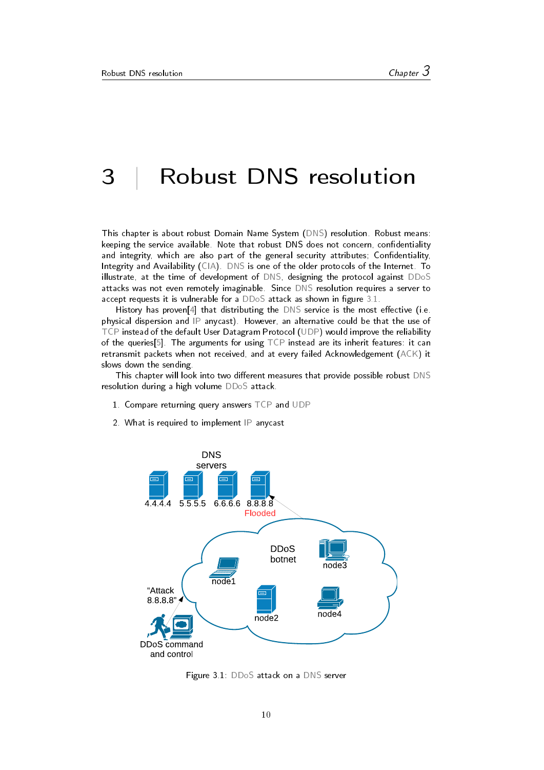# 3 Robust DNS resolution

This chapter is about robust Domain Name System (DNS) resolution. Robust means: keeping the service available. Note that robust DNS does not concern, confidentiality and integrity, which are also part of the general security attributes; Confidentiality, Integrity and Availability (CIA). DNS is one of the older protocols of the Internet. To illustrate, at the time of development of DNS, designing the protocol against DDoS attacks was not even remotely imaginable. Since DNS resolution requires a server to accept requests it is vulnerable for a DDoS attack as shown in figure 3.1.

History has proven[4] that distributing the DNS service is the most effective (i.e. physical dispersion and IP anycast). However, an alternative could be that the use of TCP instead of the default User Datagram Protocol (UDP) would improve the reliability of the queries[5]. The arguments for using TCP instead are its inherit features: it can retransmit packets when not received, and at every failed Acknowledgement (ACK) it slows down the sending.

This chapter will look into two different measures that provide possible robust DNS resolution during a high volume DDoS attack.

1. Compare returning query answers TCP and UDP
2. What is required to implement IP anycast

Figure 3.1: DDoS attack on a DNS server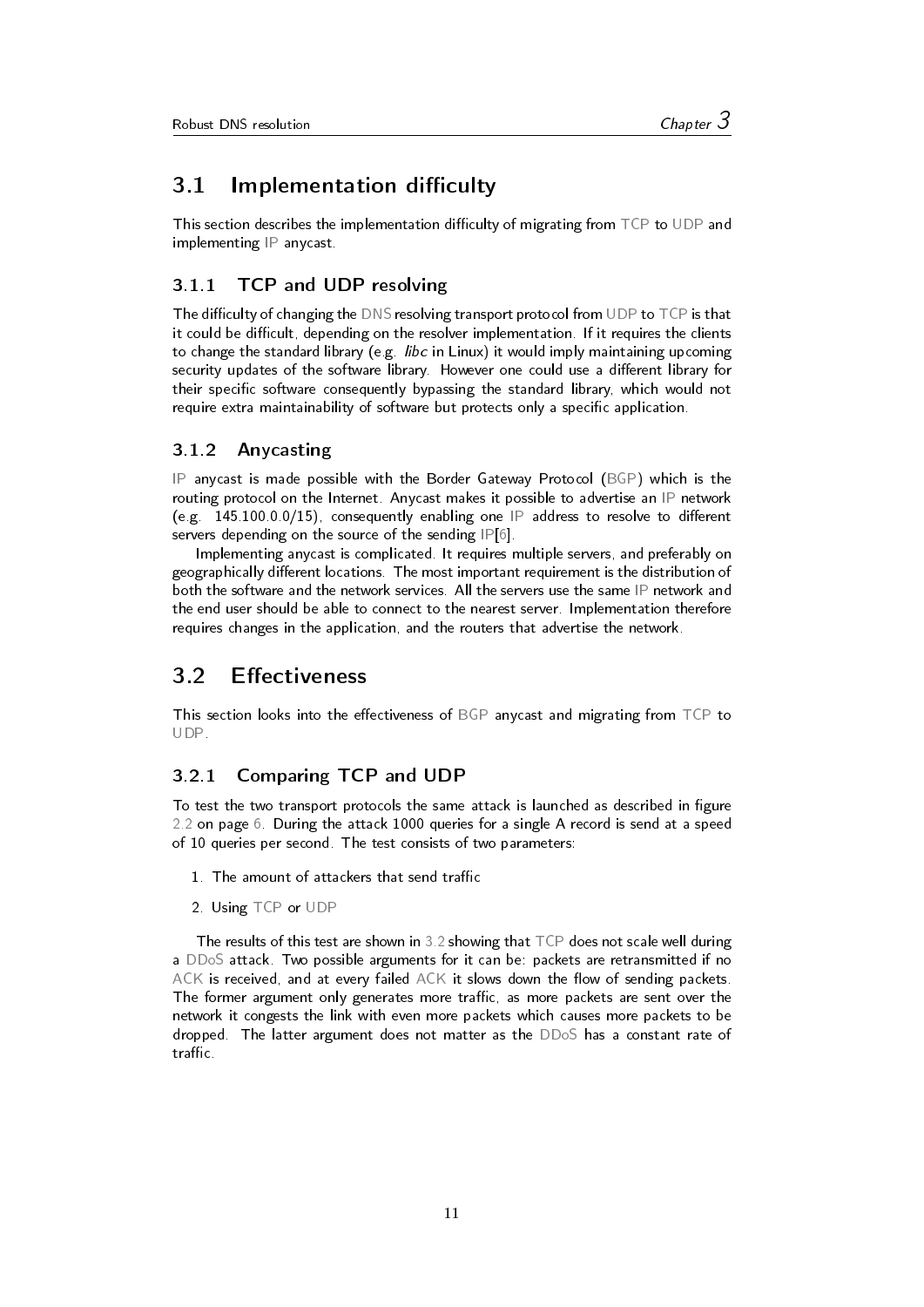## 3.1 Implementation difficulty

This section describes the implementation difficulty of migrating from TCP to UDP and implementing IP anycast.

### 3.1.1 TCP and UDP resolving

The difficulty of changing the DNS resolving transport protocol from UDP to TCP is that it could be difficult, depending on the resolver implementation. If it requires the clients to change the standard library (e.g. *libc* in Linux) it would imply maintaining upcoming security updates of the software library. However one could use a different library for their specific software consequently bypassing the standard library, which would not require extra maintainability of software but protects only a specific application.

### 3.1.2 Anycasting

IP anycast is made possible with the Border Gateway Protocol (BGP) which is the routing protocol on the Internet. Anycast makes it possible to advertise an IP network (e.g. 145.100.0.0/15), consequently enabling one IP address to resolve to different servers depending on the source of the sending IP[6].

Implementing anycast is complicated. It requires multiple servers, and preferably on geographically different locations. The most important requirement is the distribution of both the software and the network services. All the servers use the same IP network and the end user should be able to connect to the nearest server. Implementation therefore requires changes in the application, and the routers that advertise the network.

## 3.2 Effectiveness

This section looks into the effectiveness of BGP anycast and migrating from TCP to UDP.

### 3.2.1 Comparing TCP and UDP

To test the two transport protocols the same attack is launched as described in figure 2.2 on page 6. During the attack 1000 queries for a single A record is send at a speed of 10 queries per second. The test consists of two parameters:

1. The amount of attackers that send traffic
2. Using TCP or UDP

The results of this test are shown in 3.2 showing that TCP does not scale well during a DDoS attack. Two possible arguments for it can be: packets are retransmitted if no ACK is received, and at every failed ACK it slows down the flow of sending packets. The former argument only generates more traffic, as more packets are sent over the network it congests the link with even more packets which causes more packets to be dropped. The latter argument does not matter as the DDoS has a constant rate of traffic.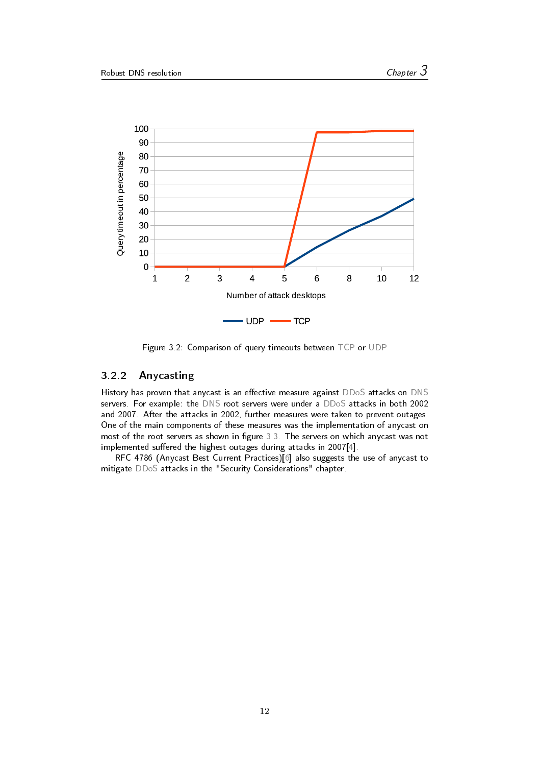Figure 3.2: Comparison of query timeouts between TCP or UDP

### 3.2.2 Anycasting

History has proven that anycast is an effective measure against DDoS attacks on DNS servers. For example: the DNS root servers were under a DDoS attacks in both 2002 and 2007. After the attacks in 2002, further measures were taken to prevent outages. One of the main components of these measures was the implementation of anycast on most of the root servers as shown in figure 3.3. The servers on which anycast was not implemented suffered the highest outages during attacks in 2007[4].

RFC 4786 (Anycast Best Current Practices)[6] also suggests the use of anycast to mitigate DDoS attacks in the "Security Considerations" chapter.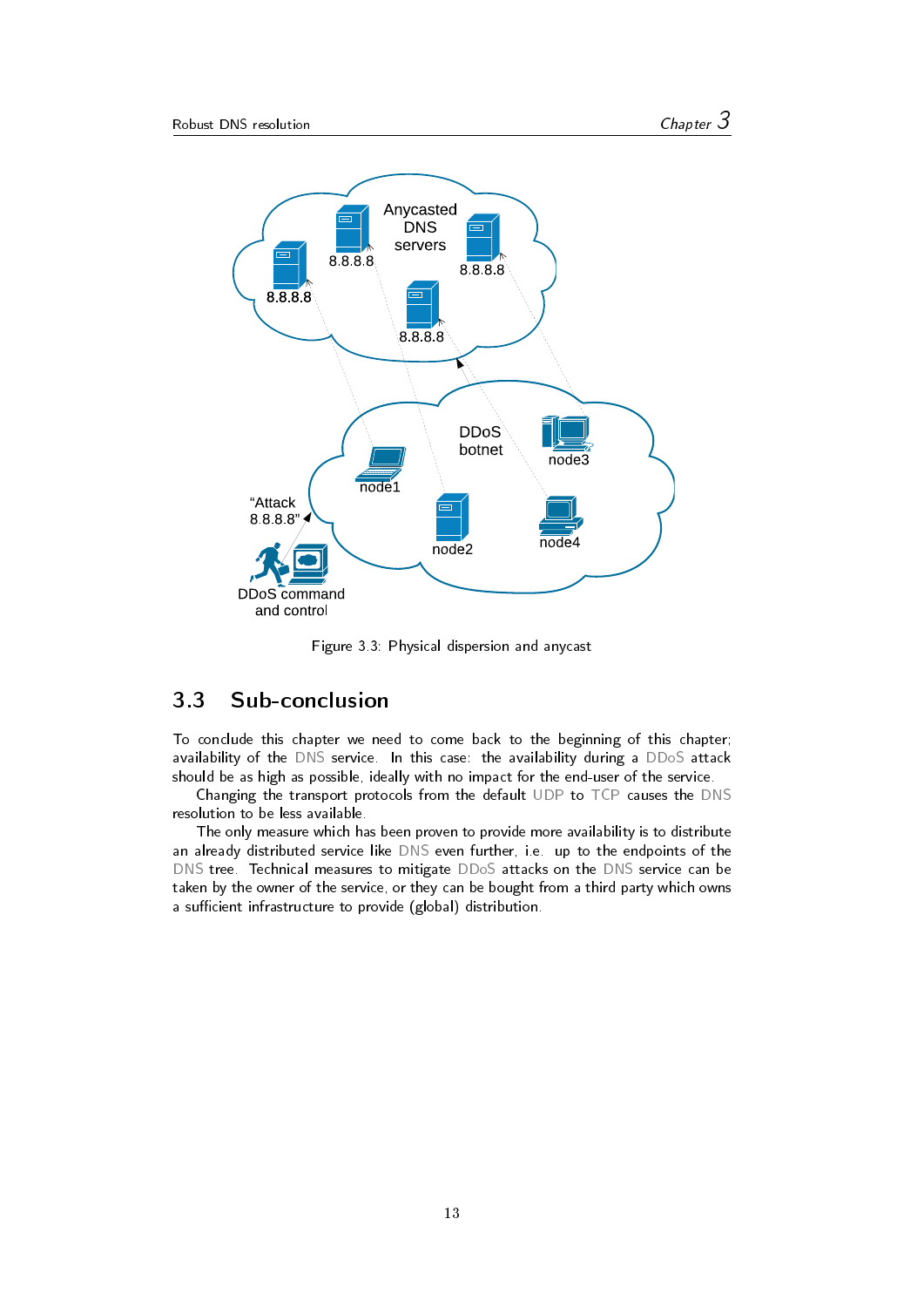Figure 3.3: Physical dispersion and anycast

## 3.3 Sub-conclusion

To conclude this chapter we need to come back to the beginning of this chapter; availability of the DNS service. In this case: the availability during a DDoS attack should be as high as possible, ideally with no impact for the end-user of the service.

Changing the transport protocols from the default UDP to TCP causes the DNS resolution to be less available.

The only measure which has been proven to provide more availability is to distribute an already distributed service like DNS even further, i.e. up to the endpoints of the DNS tree. Technical measures to mitigate DDoS attacks on the DNS service can be taken by the owner of the service, or they can be bought from a third party which owns a sufficient infrastructure to provide (global) distribution.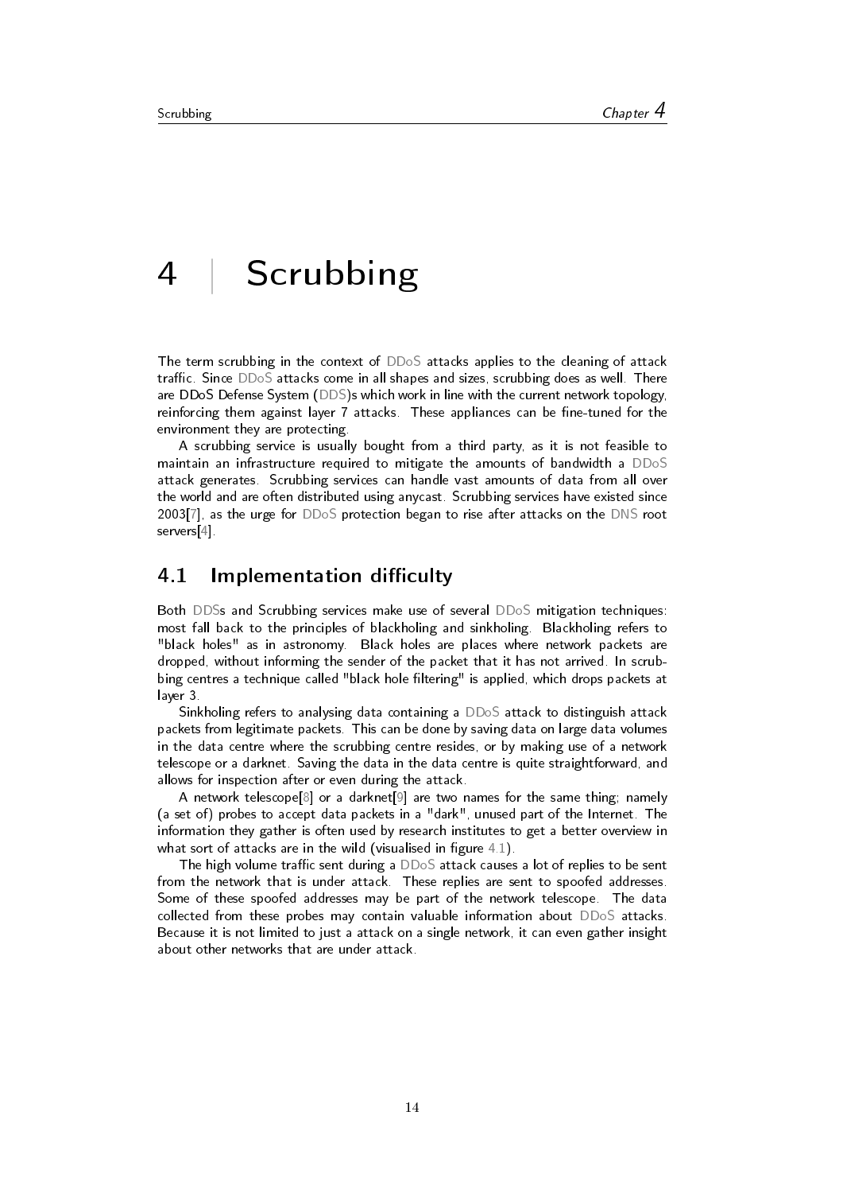# 4 | Scrubbing

The term scrubbing in the context of DDoS attacks applies to the cleaning of attack traffic. Since DDoS attacks come in all shapes and sizes, scrubbing does as well. There are DDoS Defense System (DDS)s which work in line with the current network topology, reinforcing them against layer 7 attacks. These appliances can be fine-tuned for the environment they are protecting.

A scrubbing service is usually bought from a third party, as it is not feasible to maintain an infrastructure required to mitigate the amounts of bandwidth a DDoS attack generates. Scrubbing services can handle vast amounts of data from all over the world and are often distributed using anycast. Scrubbing services have existed since 2003[7], as the urge for DDoS protection began to rise after attacks on the DNS root servers[4].

## 4.1 Implementation difficulty

Both DDSs and Scrubbing services make use of several DDoS mitigation techniques: most fall back to the principles of blackholing and sinkholing. Blackholing refers to "black holes" as in astronomy. Black holes are places where network packets are dropped, without informing the sender of the packet that it has not arrived. In scrubbing centres a technique called "black hole filtering" is applied, which drops packets at layer 3.

Sinkholing refers to analysing data containing a DDoS attack to distinguish attack packets from legitimate packets. This can be done by saving data on large data volumes in the data centre where the scrubbing centre resides, or by making use of a network telescope or a darknet. Saving the data in the data centre is quite straightforward, and allows for inspection after or even during the attack.

A network telescope[8] or a darknet[9] are two names for the same thing; namely (a set of) probes to accept data packets in a "dark", unused part of the Internet. The information they gather is often used by research institutes to get a better overview in what sort of attacks are in the wild (visualised in figure 4.1).

The high volume traffic sent during a DDoS attack causes a lot of replies to be sent from the network that is under attack. These replies are sent to spoofed addresses. Some of these spoofed addresses may be part of the network telescope. The data collected from these probes may contain valuable information about DDoS attacks. Because it is not limited to just a attack on a single network, it can even gather insight about other networks that are under attack.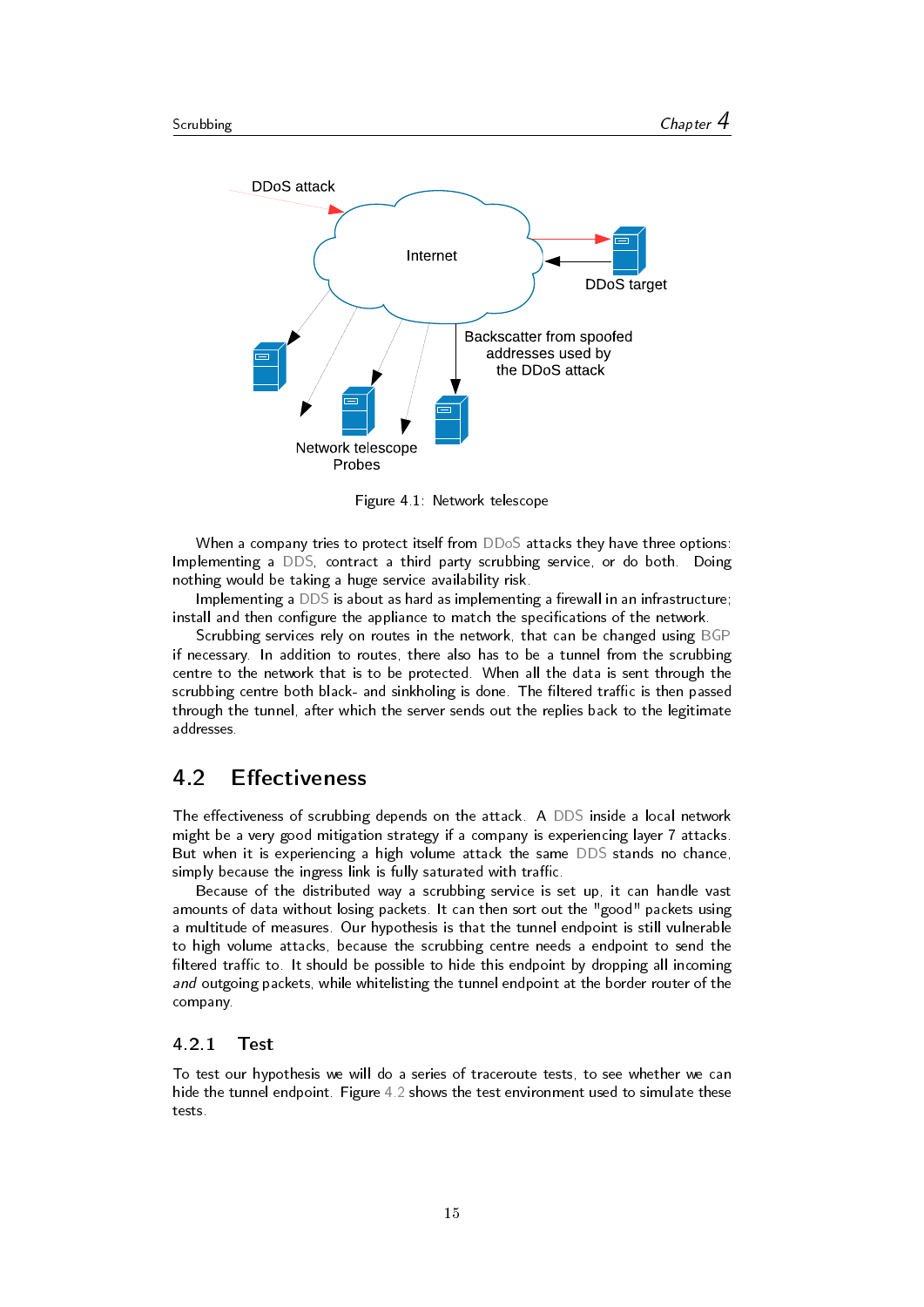DDoS attack

Internet

DDoS target

Backscatter from spoofed addresses used by the DDoS attack

Network telescope Probes

Figure 4.1: Network telescope

When a company tries to protect itself from DDoS attacks they have three options: Implementing a DDS, contract a third party scrubbing service, or do both. Doing nothing would be taking a huge service availability risk.

Implementing a DDS is about as hard as implementing a firewall in an infrastructure; install and then configure the appliance to match the specifications of the network.

Scrubbing services rely on routes in the network, that can be changed using BGP if necessary. In addition to routes, there also has to be a tunnel from the scrubbing centre to the network that is to be protected. When all the data is sent through the scrubbing centre both black- and sinkholing is done. The filtered traffic is then passed through the tunnel, after which the server sends out the replies back to the legitimate addresses.

## 4.2 Effectiveness

The effectiveness of scrubbing depends on the attack. A DDS inside a local network might be a very good mitigation strategy if a company is experiencing layer 7 attacks. But when it is experiencing a high volume attack the same DDS stands no chance, simply because the ingress link is fully saturated with traffic.

Because of the distributed way a scrubbing service is set up, it can handle vast amounts of data without losing packets. It can then sort out the "good" packets using a multitude of measures. Our hypothesis is that the tunnel endpoint is still vulnerable to high volume attacks, because the scrubbing centre needs a endpoint to send the filtered traffic to. It should be possible to hide this endpoint by dropping all incoming *and* outgoing packets, while whitelisting the tunnel endpoint at the border router of the company.

### 4.2.1 Test

To test our hypothesis we will do a series of traceroute tests, to see whether we can hide the tunnel endpoint. Figure 4.2 shows the test environment used to simulate these tests.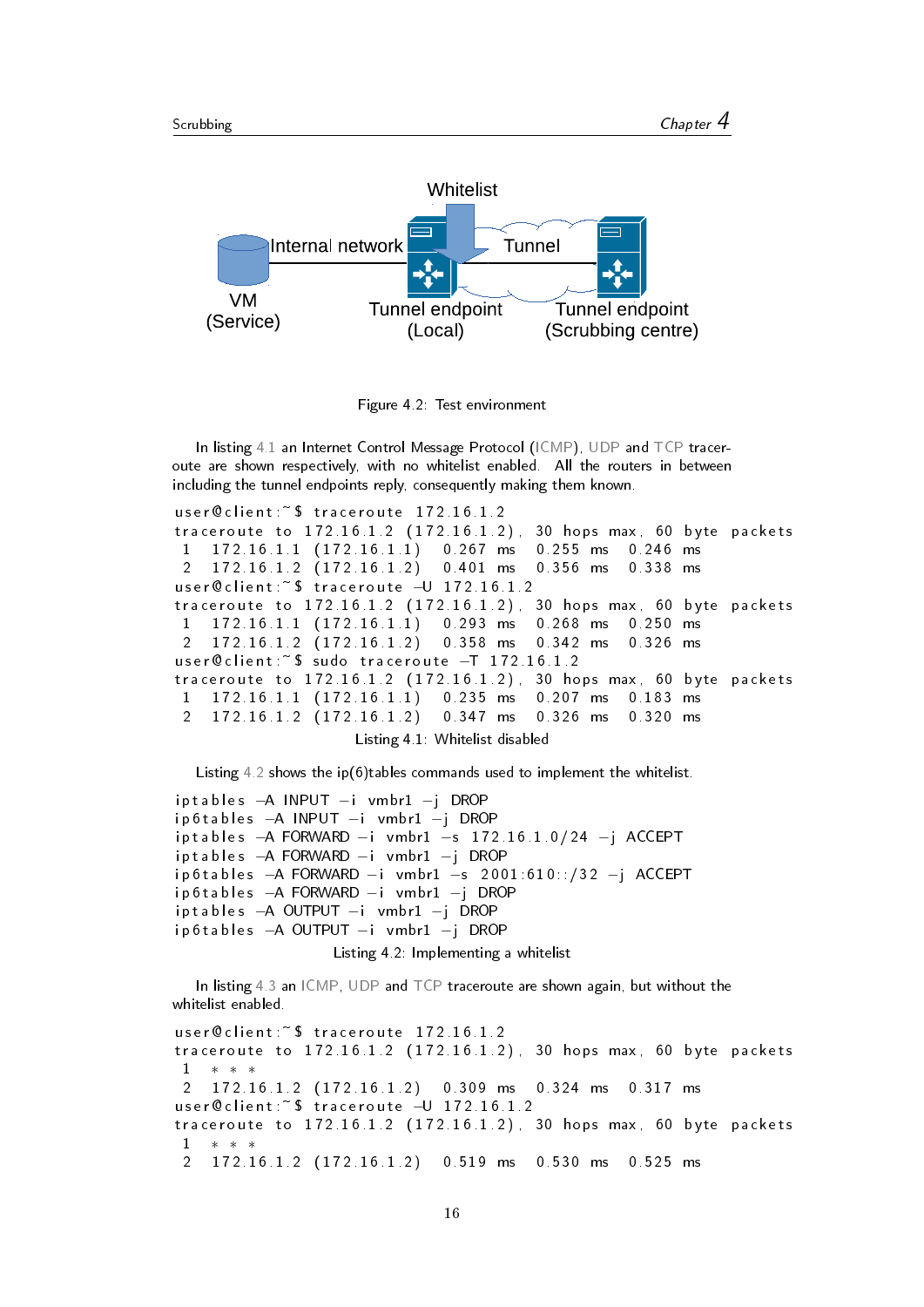Figure 4.2: Test environment

In listing 4.1 an Internet Control Message Protocol (ICMP), UDP and TCP traceroute are shown respectively, with no whitelist enabled. All the routers in between including the tunnel endpoints reply, consequently making them known.

```
user@client:~$ traceroute 172.16.1.2
traceroute to 172.16.1.2 (172.16.1.2), 30 hops max, 60 byte packets
 1  172.16.1.1 (172.16.1.1)  0.267 ms  0.255 ms  0.246 ms
 2  172.16.1.2 (172.16.1.2)  0.401 ms  0.356 ms  0.338 ms
user@client:~$ traceroute -U 172.16.1.2
traceroute to 172.16.1.2 (172.16.1.2), 30 hops max, 60 byte packets
 1  172.16.1.1 (172.16.1.1)  0.293 ms  0.268 ms  0.250 ms
 2  172.16.1.2 (172.16.1.2)  0.358 ms  0.342 ms  0.326 ms
user@client:~$ sudo traceroute -T 172.16.1.2
traceroute to 172.16.1.2 (172.16.1.2), 30 hops max, 60 byte packets
 1  172.16.1.1 (172.16.1.1)  0.235 ms  0.207 ms  0.183 ms
 2  172.16.1.2 (172.16.1.2)  0.347 ms  0.326 ms  0.320 ms
```

Listing 4.1: Whitelist disabled

Listing 4.2 shows the ip(6)tables commands used to implement the whitelist.

```
iptables -A INPUT -i vmbr1 -j DROP
ip6tables -A INPUT -i vmbr1 -j DROP
iptables -A FORWARD -i vmbr1 -s 172.16.1.0/24 -j ACCEPT
iptables -A FORWARD -i vmbr1 -j DROP
ip6tables -A FORWARD -i vmbr1 -s 2001:610::/32 -j ACCEPT
ip6tables -A FORWARD -i vmbr1 -j DROP
iptables -A OUTPUT -i vmbr1 -j DROP
ip6tables -A OUTPUT -i vmbr1 -j DROP
```

Listing 4.2: Implementing a whitelist

In listing 4.3 an ICMP, UDP and TCP traceroute are shown again, but without the whitelist enabled.

```
user@client:~$ traceroute 172.16.1.2
traceroute to 172.16.1.2 (172.16.1.2), 30 hops max, 60 byte packets
 1  * * *
 2  172.16.1.2 (172.16.1.2)  0.309 ms  0.324 ms  0.317 ms
user@client:~$ traceroute -U 172.16.1.2
traceroute to 172.16.1.2 (172.16.1.2), 30 hops max, 60 byte packets
 1  * * *
 2  172.16.1.2 (172.16.1.2)  0.519 ms  0.530 ms  0.525 ms
```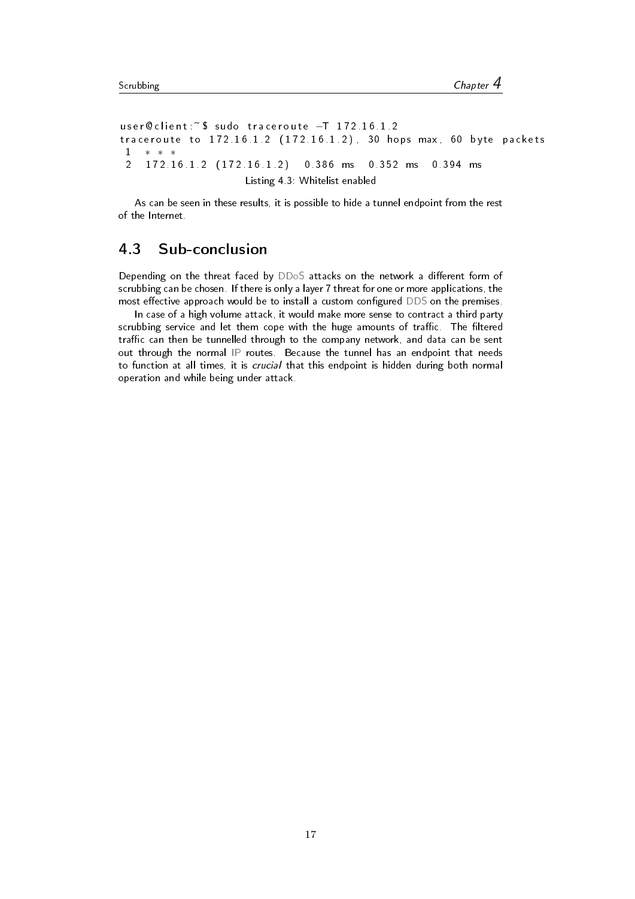```
user@client:~$ sudo traceroute -T 172.16.1.2
traceroute to 172.16.1.2 (172.16.1.2), 30 hops max, 60 byte packets
 1  * * *
 2  172.16.1.2 (172.16.1.2)  0.386 ms  0.352 ms  0.394 ms
```

Listing 4.3: Whitelist enabled

As can be seen in these results, it is possible to hide a tunnel endpoint from the rest of the Internet.

## 4.3 Sub-conclusion

Depending on the threat faced by DDoS attacks on the network a different form of scrubbing can be chosen. If there is only a layer 7 threat for one or more applications, the most effective approach would be to install a custom configured DDS on the premises.

In case of a high volume attack, it would make more sense to contract a third party scrubbing service and let them cope with the huge amounts of traffic. The filtered traffic can then be tunnelled through to the company network, and data can be sent out through the normal IP routes. Because the tunnel has an endpoint that needs to function at all times, it is *crucial* that this endpoint is hidden during both normal operation and while being under attack.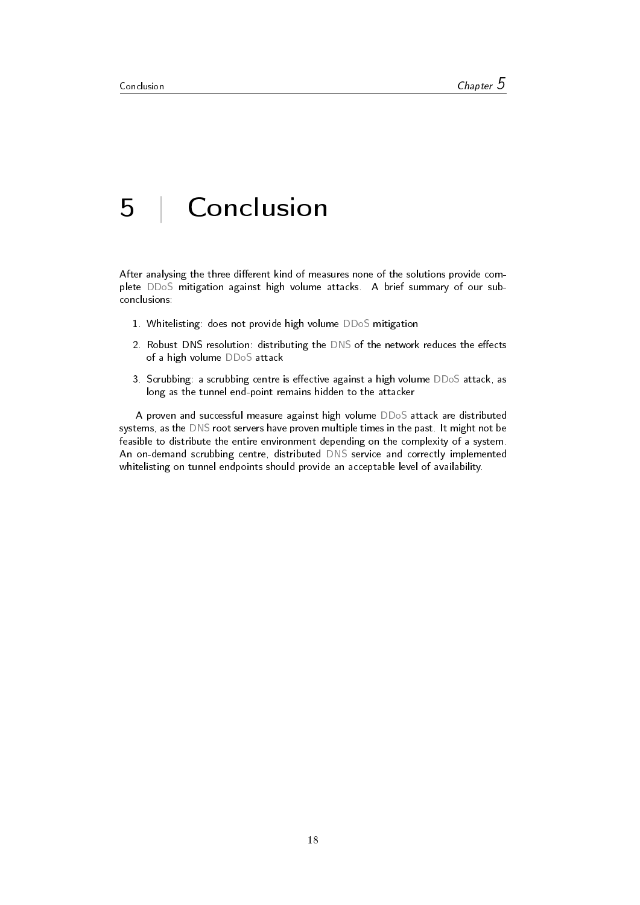# 5 | Conclusion

After analysing the three different kind of measures none of the solutions provide complete DDoS mitigation against high volume attacks. A brief summary of our sub-conclusions:

1. Whitelisting: does not provide high volume DDoS mitigation
2. Robust DNS resolution: distributing the DNS of the network reduces the effects of a high volume DDoS attack
3. Scrubbing: a scrubbing centre is effective against a high volume DDoS attack, as long as the tunnel end-point remains hidden to the attacker

A proven and successful measure against high volume DDoS attack are distributed systems, as the DNS root servers have proven multiple times in the past. It might not be feasible to distribute the entire environment depending on the complexity of a system. An on-demand scrubbing centre, distributed DNS service and correctly implemented whitelisting on tunnel endpoints should provide an acceptable level of availability.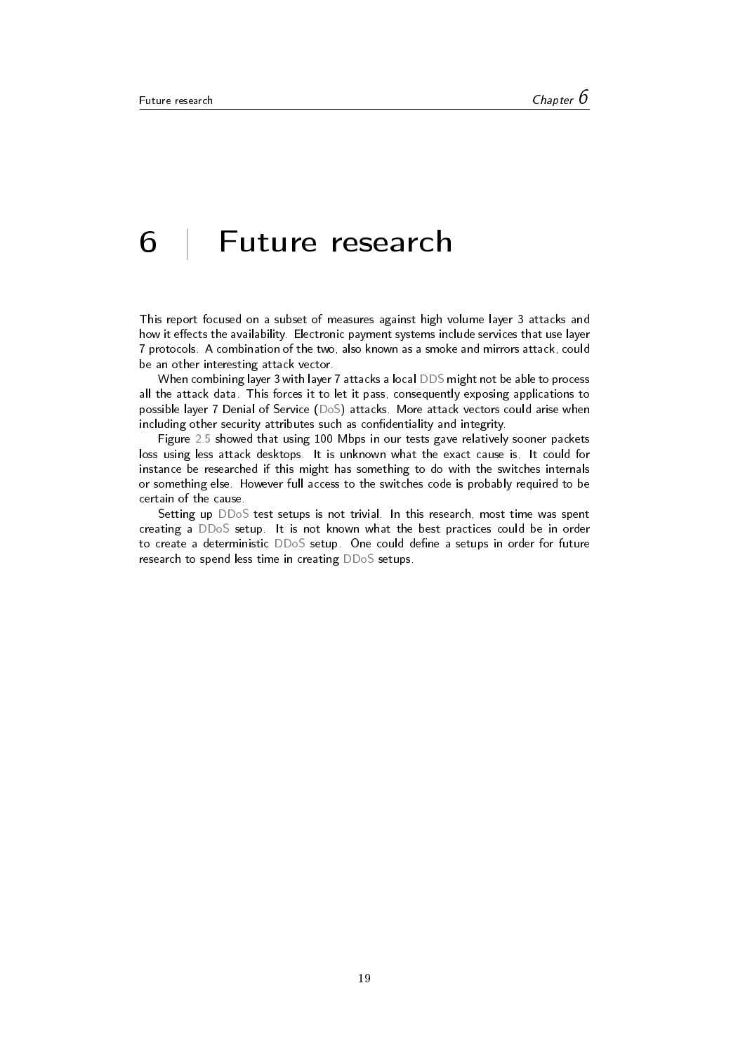# 6 | Future research

This report focused on a subset of measures against high volume layer 3 attacks and how it effects the availability. Electronic payment systems include services that use layer 7 protocols. A combination of the two, also known as a smoke and mirrors attack, could be an other interesting attack vector.

When combining layer 3 with layer 7 attacks a local DDS might not be able to process all the attack data. This forces it to let it pass, consequently exposing applications to possible layer 7 Denial of Service (DoS) attacks. More attack vectors could arise when including other security attributes such as confidentiality and integrity.

Figure 2.5 showed that using 100 Mbps in our tests gave relatively sooner packets loss using less attack desktops. It is unknown what the exact cause is. It could for instance be researched if this might has something to do with the switches internals or something else. However full access to the switches code is probably required to be certain of the cause.

Setting up DDoS test setups is not trivial. In this research, most time was spent creating a DDoS setup. It is not known what the best practices could be in order to create a deterministic DDoS setup. One could define a setups in order for future research to spend less time in creating DDoS setups.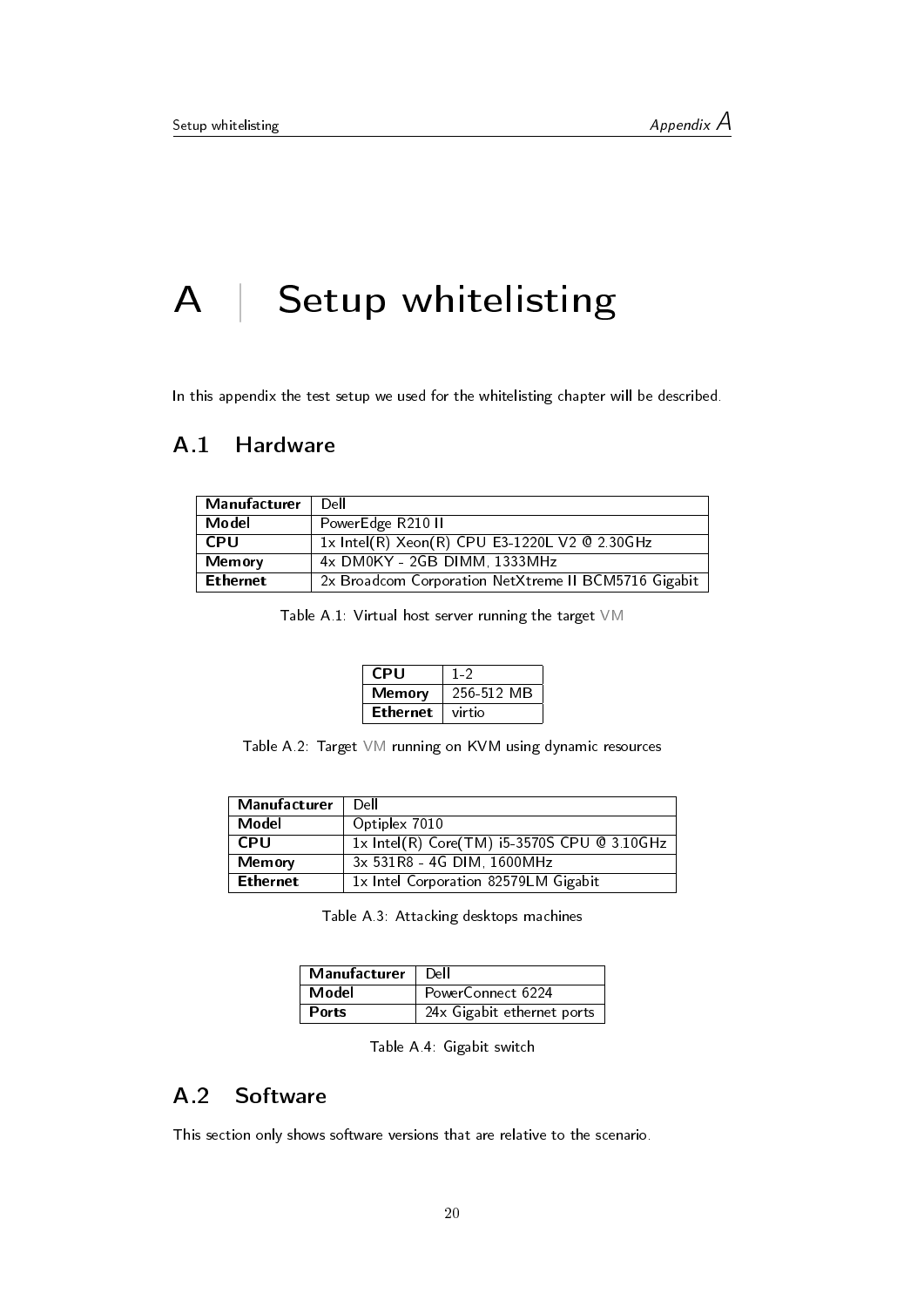# A | Setup whitelisting

In this appendix the test setup we used for the whitelisting chapter will be described.

## A.1 Hardware

| **Manufacturer** | Dell |
|---|---|
| **Model** | PowerEdge R210 II |
| **CPU** | 1x Intel(R) Xeon(R) CPU E3-1220L V2 @ 2.30GHz |
| **Memory** | 4x DM0KY - 2GB DIMM, 1333MHz |
| **Ethernet** | 2x Broadcom Corporation NetXtreme II BCM5716 Gigabit |

Table A.1: Virtual host server running the target VM

| **CPU** | 1-2 |
|---|---|
| **Memory** | 256-512 MB |
| **Ethernet** | virtio |

Table A.2: Target VM running on KVM using dynamic resources

| **Manufacturer** | Dell |
|---|---|
| **Model** | Optiplex 7010 |
| **CPU** | 1x Intel(R) Core(TM) i5-3570S CPU @ 3.10GHz |
| **Memory** | 3x 531R8 - 4G DIM, 1600MHz |
| **Ethernet** | 1x Intel Corporation 82579LM Gigabit |

Table A.3: Attacking desktops machines

| **Manufacturer** | Dell |
|---|---|
| **Model** | PowerConnect 6224 |
| **Ports** | 24x Gigabit ethernet ports |

Table A.4: Gigabit switch

## A.2 Software

This section only shows software versions that are relative to the scenario.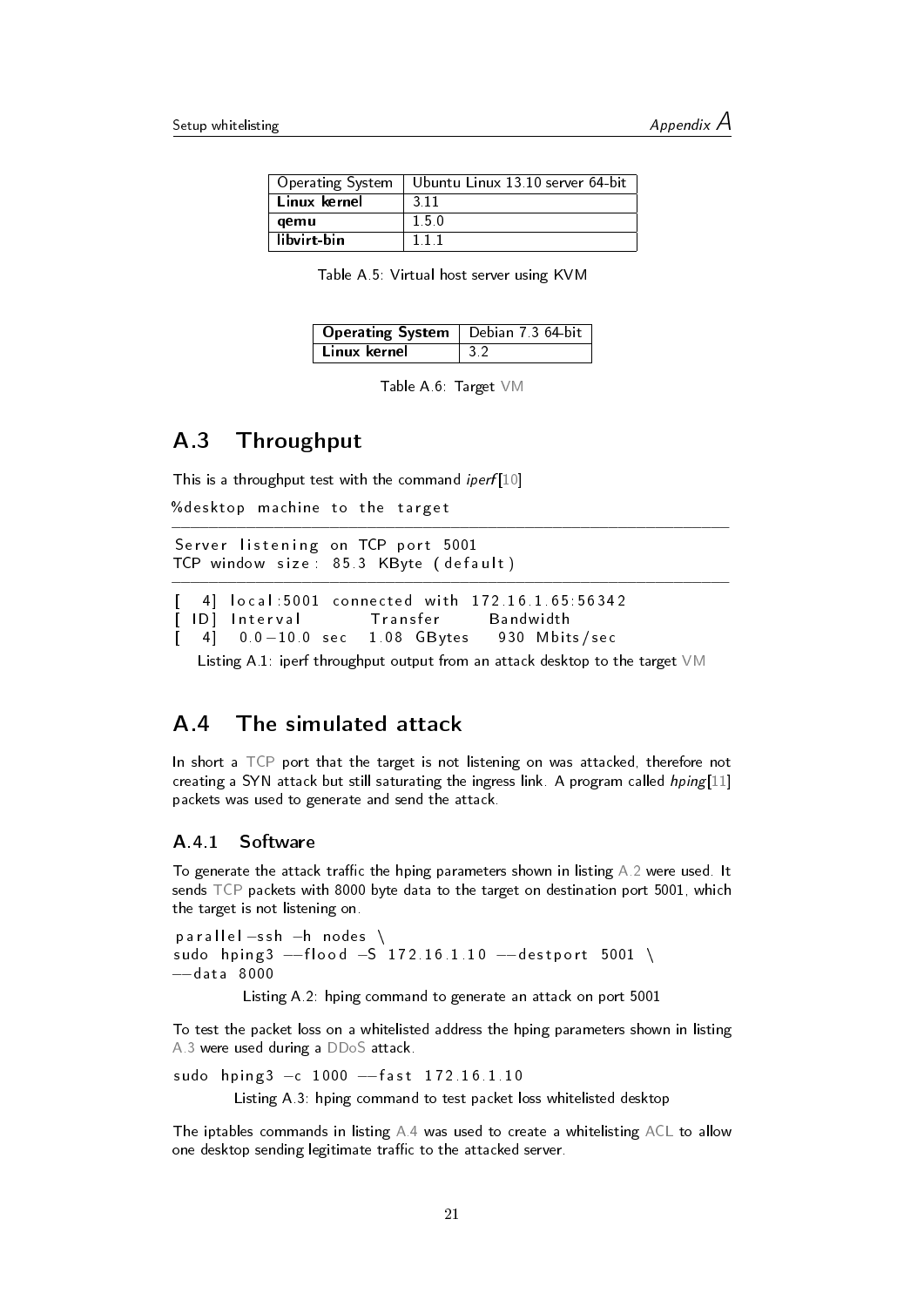| Operating System | Ubuntu Linux 13.10 server 64-bit |
| --- | --- |
| **Linux kernel** | 3.11 |
| **qemu** | 1.5.0 |
| **libvirt-bin** | 1.1.1 |

Table A.5: Virtual host server using KVM

| **Operating System** | Debian 7.3 64-bit |
| --- | --- |
| **Linux kernel** | 3.2 |

Table A.6: Target VM

## A.3 Throughput

This is a throughput test with the command *iperf*[10]

```
%desktop machine to the target
------------------------------------------------------------
Server listening on TCP port 5001
TCP window size: 85.3 KByte (default)
------------------------------------------------------------
[  4] local:5001 connected with 172.16.1.65:56342
[ ID] Interval       Transfer     Bandwidth
[  4]  0.0-10.0 sec  1.08 GBytes   930 Mbits/sec
```

Listing A.1: iperf throughput output from an attack desktop to the target VM

## A.4 The simulated attack

In short a TCP port that the target is not listening on was attacked, therefore not creating a SYN attack but still saturating the ingress link. A program called *hping*[11] packets was used to generate and send the attack.

### A.4.1 Software

To generate the attack traffic the hping parameters shown in listing A.2 were used. It sends TCP packets with 8000 byte data to the target on destination port 5001, which the target is not listening on.

```
parallel-ssh -h nodes \
sudo hping3 --flood -S 172.16.1.10 --destport 5001 \
--data 8000
```

Listing A.2: hping command to generate an attack on port 5001

To test the packet loss on a whitelisted address the hping parameters shown in listing A.3 were used during a DDoS attack.

```
sudo hping3 -c 1000 --fast 172.16.1.10
```

Listing A.3: hping command to test packet loss whitelisted desktop

The iptables commands in listing A.4 was used to create a whitelisting ACL to allow one desktop sending legitimate traffic to the attacked server.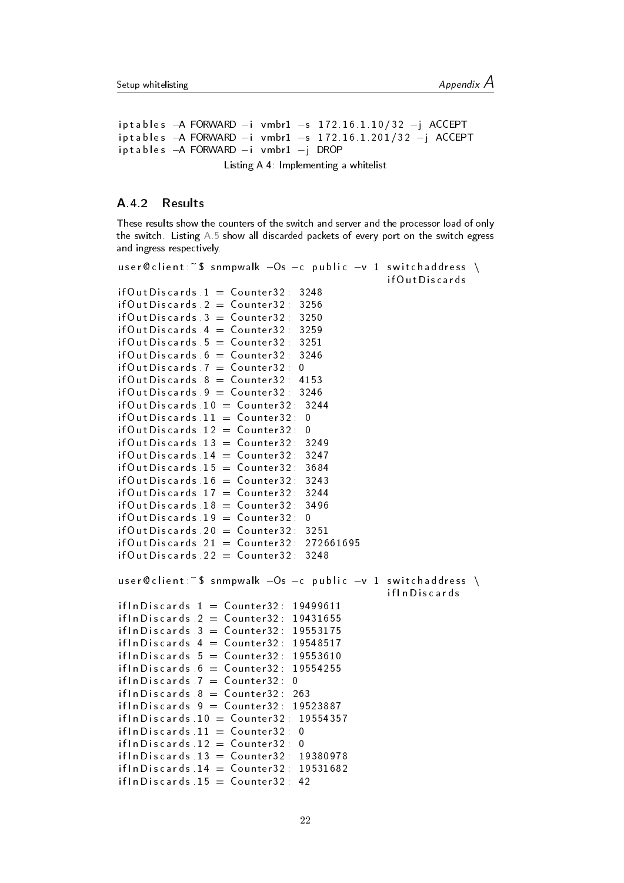```
iptables -A FORWARD -i vmbr1 -s 172.16.1.10/32 -j ACCEPT
iptables -A FORWARD -i vmbr1 -s 172.16.1.201/32 -j ACCEPT
iptables -A FORWARD -i vmbr1 -j DROP
```

Listing A.4: Implementing a whitelist

### A.4.2 Results

These results show the counters of the switch and server and the processor load of only the switch. Listing A.5 show all discarded packets of every port on the switch egress and ingress respectively.

```
user@client:~$ snmpwalk -Os -c public -v 1 switchaddress \
                                              ifOutDiscards
ifOutDiscards.1 = Counter32: 3248
ifOutDiscards.2 = Counter32: 3256
ifOutDiscards.3 = Counter32: 3250
ifOutDiscards.4 = Counter32: 3259
ifOutDiscards.5 = Counter32: 3251
ifOutDiscards.6 = Counter32: 3246
ifOutDiscards.7 = Counter32: 0
ifOutDiscards.8 = Counter32: 4153
ifOutDiscards.9 = Counter32: 3246
ifOutDiscards.10 = Counter32: 3244
ifOutDiscards.11 = Counter32: 0
ifOutDiscards.12 = Counter32: 0
ifOutDiscards.13 = Counter32: 3249
ifOutDiscards.14 = Counter32: 3247
ifOutDiscards.15 = Counter32: 3684
ifOutDiscards.16 = Counter32: 3243
ifOutDiscards.17 = Counter32: 3244
ifOutDiscards.18 = Counter32: 3496
ifOutDiscards.19 = Counter32: 0
ifOutDiscards.20 = Counter32: 3251
ifOutDiscards.21 = Counter32: 272661695
ifOutDiscards.22 = Counter32: 3248

user@client:~$ snmpwalk -Os -c public -v 1 switchaddress \
                                              ifInDiscards
ifInDiscards.1 = Counter32: 19499611
ifInDiscards.2 = Counter32: 19431655
ifInDiscards.3 = Counter32: 19553175
ifInDiscards.4 = Counter32: 19548517
ifInDiscards.5 = Counter32: 19553610
ifInDiscards.6 = Counter32: 19554255
ifInDiscards.7 = Counter32: 0
ifInDiscards.8 = Counter32: 263
ifInDiscards.9 = Counter32: 19523887
ifInDiscards.10 = Counter32: 19554357
ifInDiscards.11 = Counter32: 0
ifInDiscards.12 = Counter32: 0
ifInDiscards.13 = Counter32: 19380978
ifInDiscards.14 = Counter32: 19531682
ifInDiscards.15 = Counter32: 42
```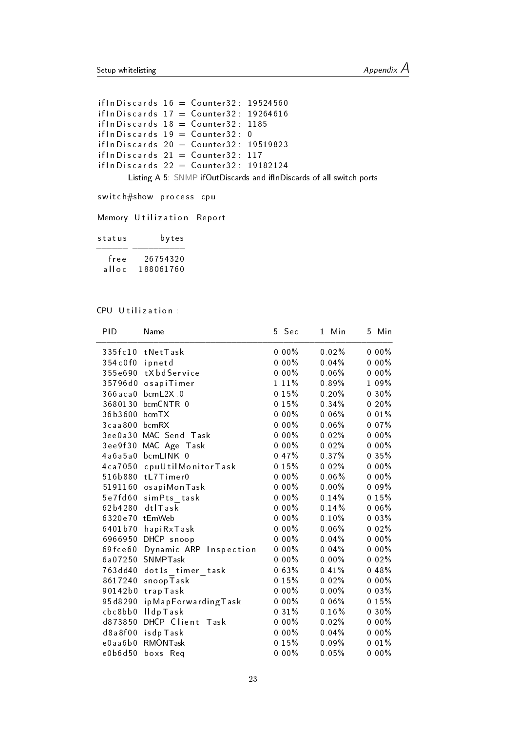```
ifInDiscards.16 = Counter32: 19524560
ifInDiscards.17 = Counter32: 19264616
ifInDiscards.18 = Counter32: 1185
ifInDiscards.19 = Counter32: 0
ifInDiscards.20 = Counter32: 19519823
ifInDiscards.21 = Counter32: 117
ifInDiscards.22 = Counter32: 19182124
```

Listing A.5: SNMP ifOutDiscards and ifInDiscards of all switch ports

```
switch#show process cpu

Memory Utilization Report

status      bytes
------ ----------
  free   26754320
 alloc  188061760



CPU Utilization:

 PID      Name                          5 Sec    1 Min    5 Min
-----------------------------------------------------------------
 335fc10 tNetTask                       0.00%    0.02%    0.00%
 354c0f0 ipnetd                         0.00%    0.04%    0.00%
 355e690 tXbdService                    0.00%    0.06%    0.00%
 35796d0 osapiTimer                     1.11%    0.89%    1.09%
 366aca0 bcmL2X.0                       0.15%    0.20%    0.30%
 3680130 bcmCNTR.0                      0.15%    0.34%    0.20%
 36b3600 bcmTX                          0.00%    0.06%    0.01%
 3caa800 bcmRX                          0.00%    0.06%    0.07%
 3ee0a30 MAC Send Task                  0.00%    0.02%    0.00%
 3ee9f30 MAC Age Task                   0.00%    0.02%    0.00%
 4a6a5a0 bcmLINK.0                      0.47%    0.37%    0.35%
 4ca7050 cpuUtilMonitorTask             0.15%    0.02%    0.00%
 516b880 tL7Timer0                      0.00%    0.06%    0.00%
 5191160 osapiMonTask                   0.00%    0.00%    0.09%
 5e7fd60 simPts_task                    0.00%    0.14%    0.15%
 62b4280 dtlTask                        0.00%    0.14%    0.06%
 6320e70 tEmWeb                         0.00%    0.10%    0.03%
 6401b70 hapiRxTask                     0.00%    0.06%    0.02%
 6966950 DHCP snoop                     0.00%    0.04%    0.00%
 69fce60 Dynamic ARP Inspection         0.00%    0.04%    0.00%
 6a07250 SNMPTask                       0.00%    0.00%    0.02%
 763dd40 dot1s_timer_task               0.63%    0.41%    0.48%
 8617240 snoopTask                      0.15%    0.02%    0.00%
 90142b0 trapTask                       0.00%    0.00%    0.03%
 95d8290 ipMapForwardingTask            0.00%    0.06%    0.15%
 cbc8bb0 lldpTask                       0.31%    0.16%    0.30%
 d873850 DHCP Client Task               0.00%    0.02%    0.00%
 d8a8f00 isdpTask                       0.00%    0.04%    0.00%
 e0aa6b0 RMONTask                       0.15%    0.09%    0.01%
 e0b6d50 boxs Req                       0.00%    0.05%    0.00%
```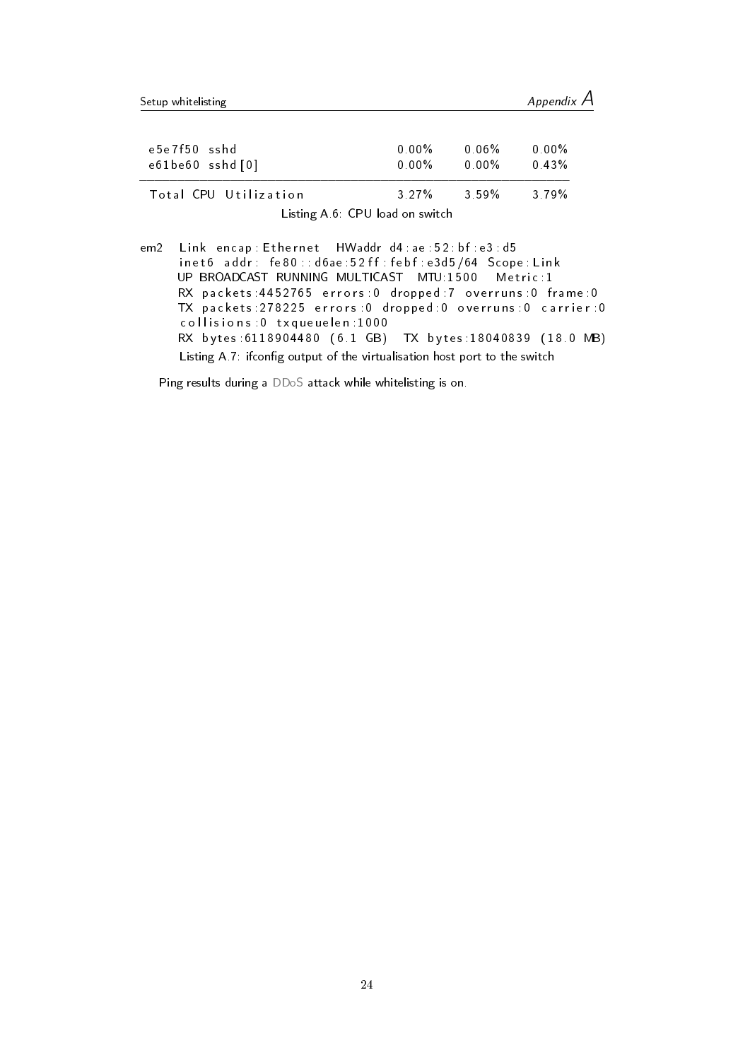```
e5e7f50  sshd                              0.00%     0.06%     0.00%
e61be60  sshd[0]                           0.00%     0.00%     0.43%
--------------------------------------------------------------------
Total CPU Utilization                      3.27%     3.59%     3.79%
```

Listing A.6: CPU load on switch

```
em2   Link encap:Ethernet  HWaddr d4:ae:52:bf:e3:d5
      inet6 addr: fe80::d6ae:52ff:febf:e3d5/64 Scope:Link
      UP BROADCAST RUNNING MULTICAST  MTU:1500  Metric:1
      RX packets:4452765 errors:0 dropped:7 overruns:0 frame:0
      TX packets:278225 errors:0 dropped:0 overruns:0 carrier:0
      collisions:0 txqueuelen:1000
      RX bytes:6118904480 (6.1 GB)  TX bytes:18040839 (18.0 MB)
```

Listing A.7: ifconfig output of the virtualisation host port to the switch

Ping results during a DDoS attack while whitelisting is on.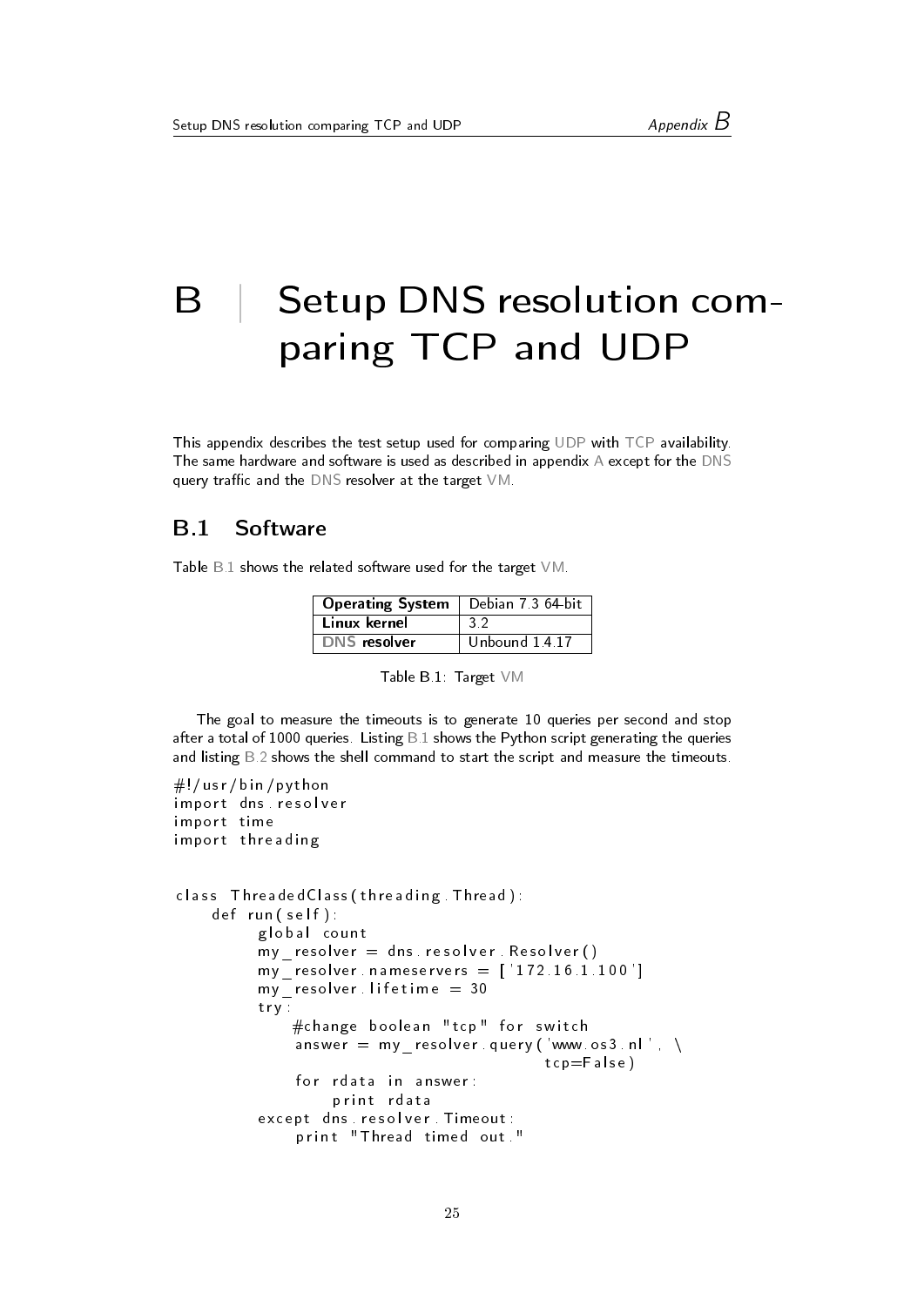# B | Setup DNS resolution comparing TCP and UDP

This appendix describes the test setup used for comparing UDP with TCP availability. The same hardware and software is used as described in appendix A except for the DNS query traffic and the DNS resolver at the target VM.

## B.1 Software

Table B.1 shows the related software used for the target VM.

| **Operating System** | Debian 7.3 64-bit |
|---|---|
| **Linux kernel** | 3.2 |
| **DNS resolver** | Unbound 1.4.17 |

Table B.1: Target VM

The goal to measure the timeouts is to generate 10 queries per second and stop after a total of 1000 queries. Listing B.1 shows the Python script generating the queries and listing B.2 shows the shell command to start the script and measure the timeouts.

```
#!/usr/bin/python
import dns.resolver
import time
import threading


class ThreadedClass(threading.Thread):
    def run(self):
        global count
        my_resolver = dns.resolver.Resolver()
        my_resolver.nameservers = ['172.16.1.100']
        my_resolver.lifetime = 30
        try:
            #change boolean "tcp" for switch
            answer = my_resolver.query('www.os3.nl', \
                                       tcp=False)
            for rdata in answer:
                print rdata
        except dns.resolver.Timeout:
            print "Thread timed out."
```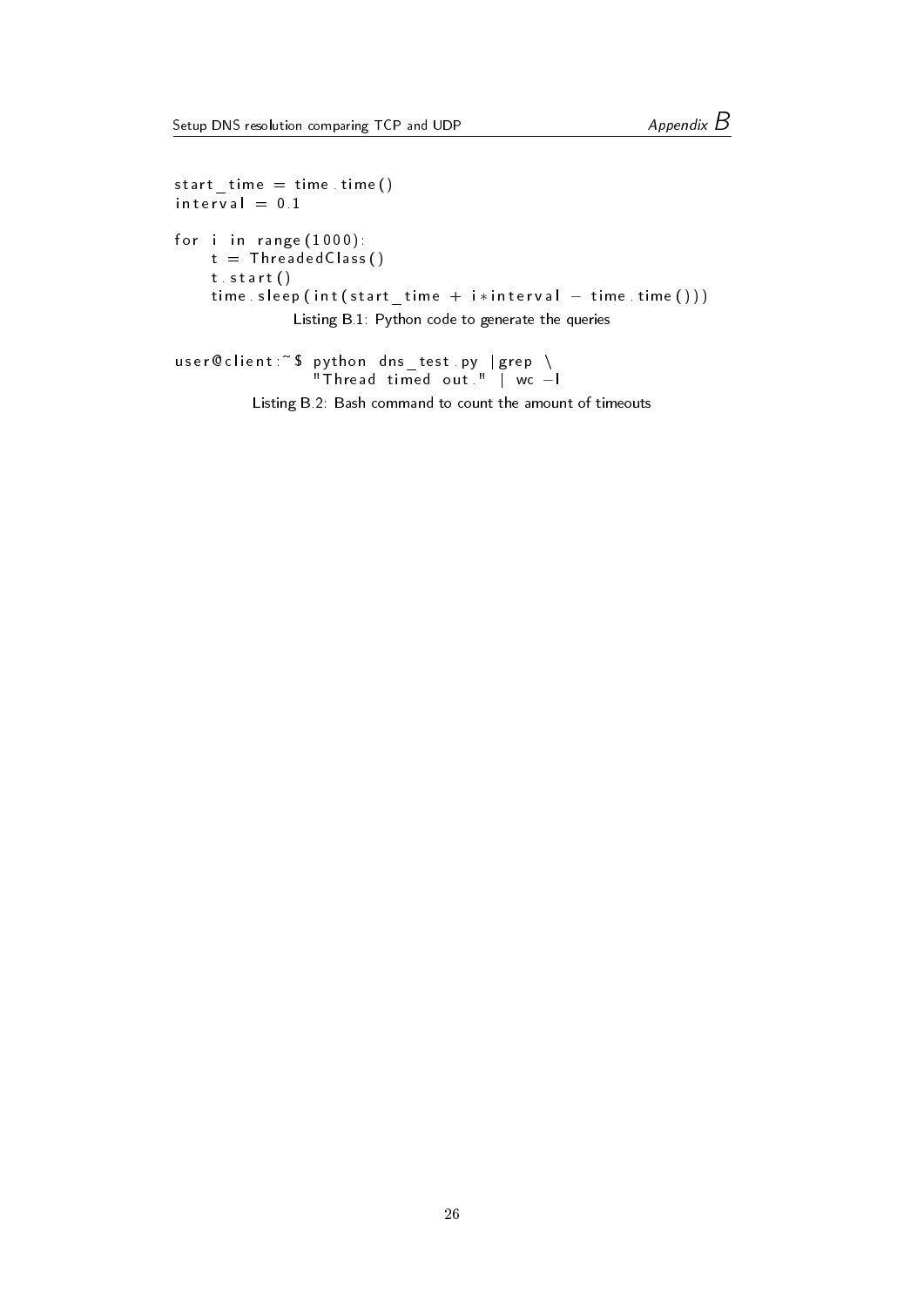```
start_time = time.time()
interval = 0.1

for i in range(1000):
    t = ThreadedClass()
    t.start()
    time.sleep(int(start_time + i*interval - time.time()))
```

Listing B.1: Python code to generate the queries

```
user@client:~$ python dns_test.py |grep \
                "Thread timed out." | wc -l
```

Listing B.2: Bash command to count the amount of timeouts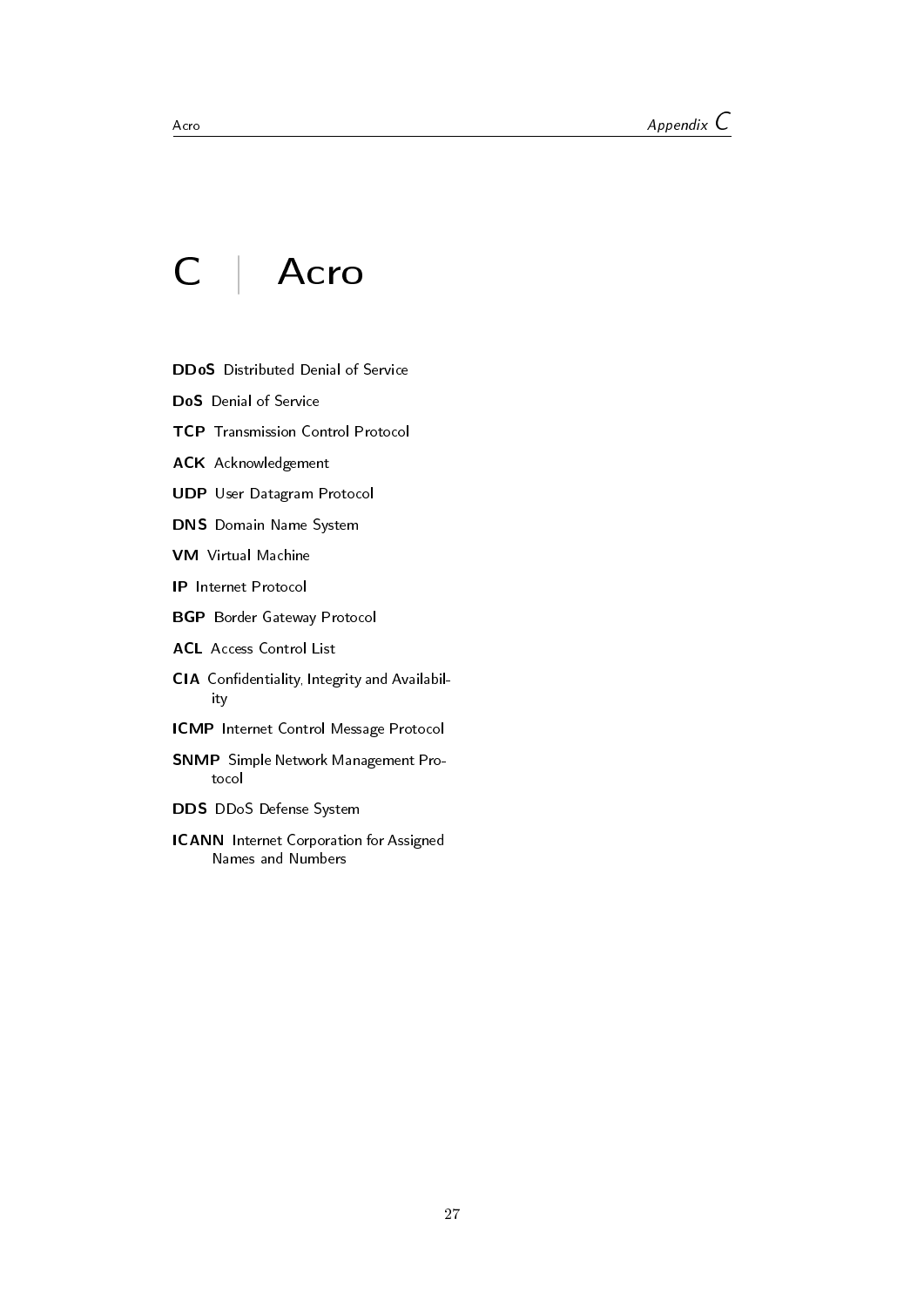# C Acro

**DDoS** Distributed Denial of Service

**DoS** Denial of Service

**TCP** Transmission Control Protocol

**ACK** Acknowledgement

**UDP** User Datagram Protocol

**DNS** Domain Name System

**VM** Virtual Machine

**IP** Internet Protocol

**BGP** Border Gateway Protocol

**ACL** Access Control List

**CIA** Confidentiality, Integrity and Availability

**ICMP** Internet Control Message Protocol

**SNMP** Simple Network Management Protocol

**DDS** DDoS Defense System

**ICANN** Internet Corporation for Assigned Names and Numbers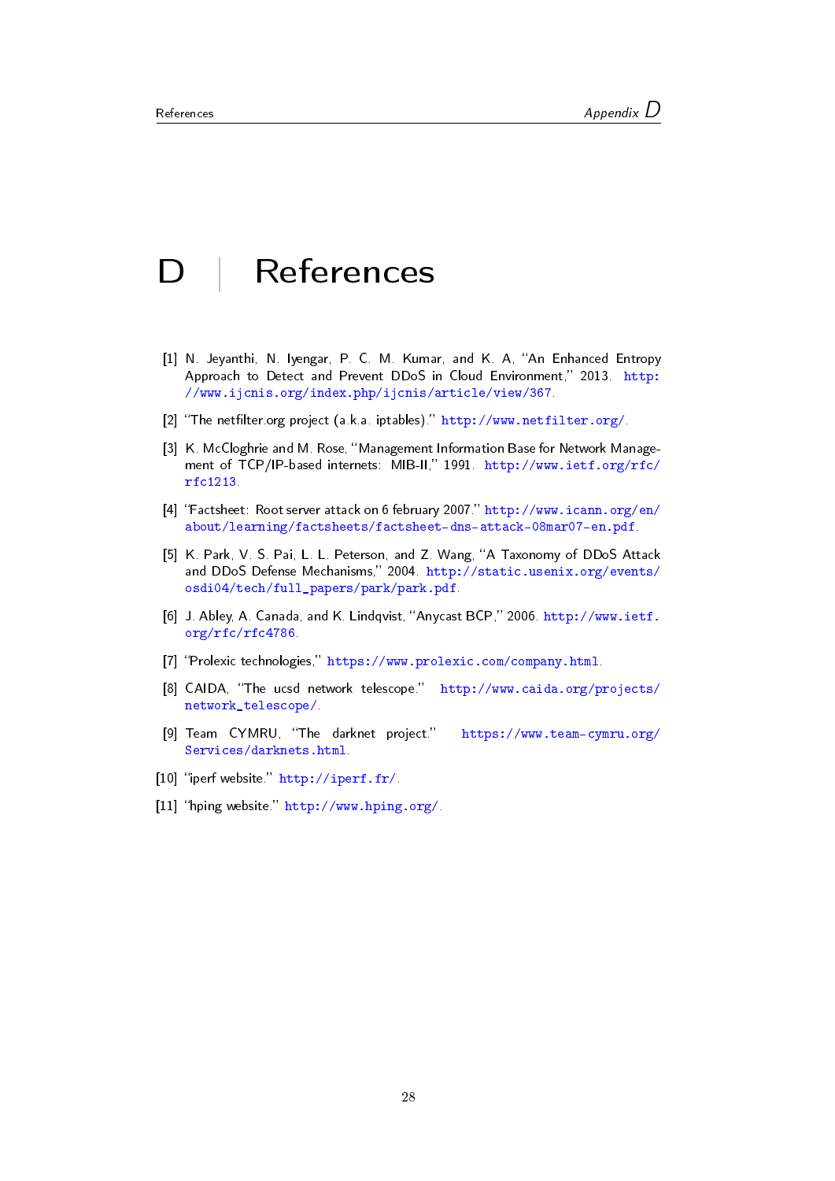# D References

[1] N. Jeyanthi, N. Iyengar, P. C. M. Kumar, and K. A, "An Enhanced Entropy Approach to Detect and Prevent DDoS in Cloud Environment," 2013. http://www.ijcnis.org/index.php/ijcnis/article/view/367.

[2] "The netfilter.org project (a.k.a. iptables)." http://www.netfilter.org/.

[3] K. McCloghrie and M. Rose, "Management Information Base for Network Management of TCP/IP-based internets: MIB-II," 1991. http://www.ietf.org/rfc/rfc1213.

[4] "Factsheet: Root server attack on 6 february 2007." http://www.icann.org/en/about/learning/factsheets/factsheet-dns-attack-08mar07-en.pdf.

[5] K. Park, V. S. Pai, L. L. Peterson, and Z. Wang, "A Taxonomy of DDoS Attack and DDoS Defense Mechanisms," 2004. http://static.usenix.org/events/osdi04/tech/full_papers/park/park.pdf.

[6] J. Abley, A. Canada, and K. Lindqvist, "Anycast BCP," 2006. http://www.ietf.org/rfc/rfc4786.

[7] "Prolexic technologies," https://www.prolexic.com/company.html.

[8] CAIDA, "The ucsd network telescope." http://www.caida.org/projects/network_telescope/.

[9] Team CYMRU, "The darknet project." https://www.team-cymru.org/Services/darknets.html.

[10] "iperf website." http://iperf.fr/.

[11] "hping website." http://www.hping.org/.